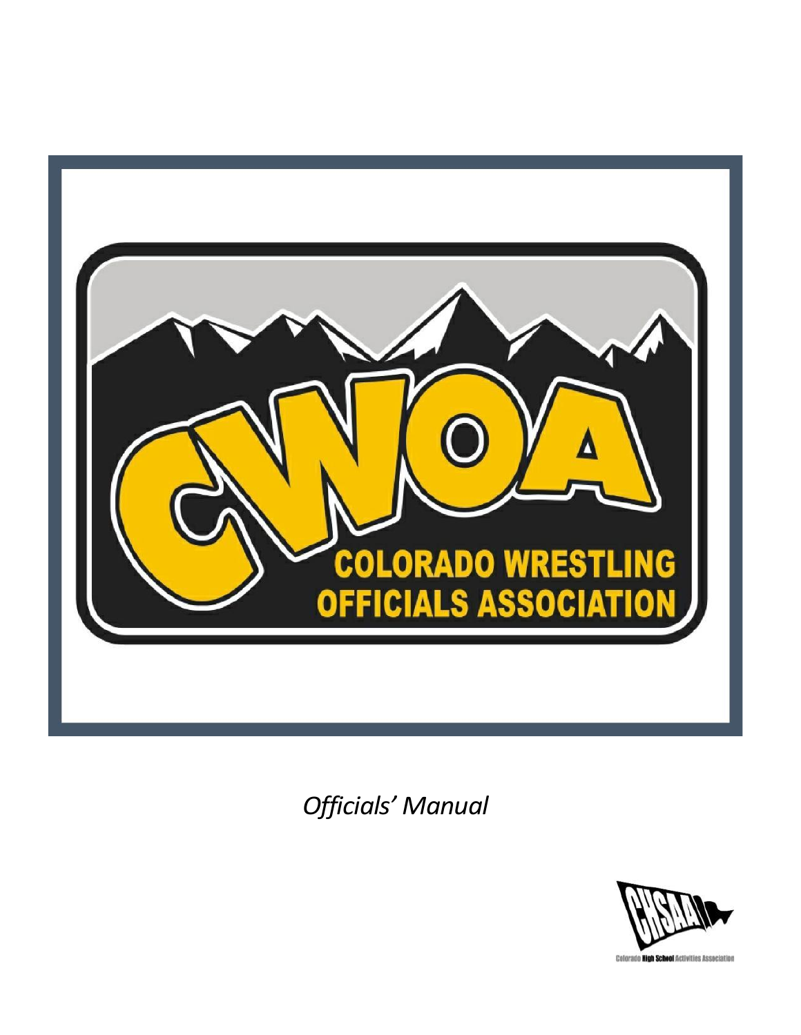# CWOA

## COLORADO WRESTLING OFFICIALS ASSOCIATION

*Officials' Manual*

CHSAA

Colorado High School Activities Association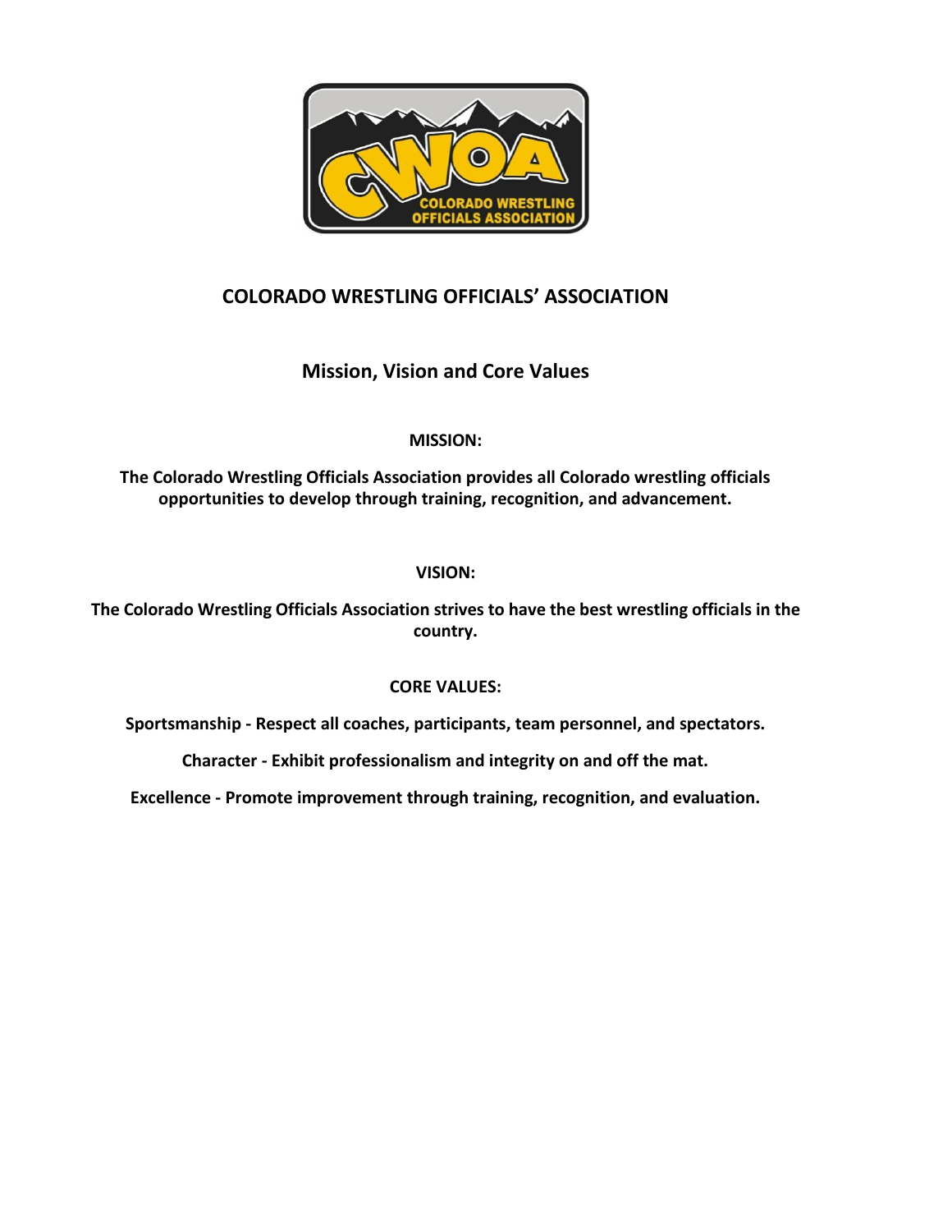# COLORADO WRESTLING OFFICIALS' ASSOCIATION

## Mission, Vision and Core Values

**MISSION:**

**The Colorado Wrestling Officials Association provides all Colorado wrestling officials opportunities to develop through training, recognition, and advancement.**

**VISION:**

**The Colorado Wrestling Officials Association strives to have the best wrestling officials in the country.**

**CORE VALUES:**

**Sportsmanship - Respect all coaches, participants, team personnel, and spectators.**

**Character - Exhibit professionalism and integrity on and off the mat.**

**Excellence - Promote improvement through training, recognition, and evaluation.**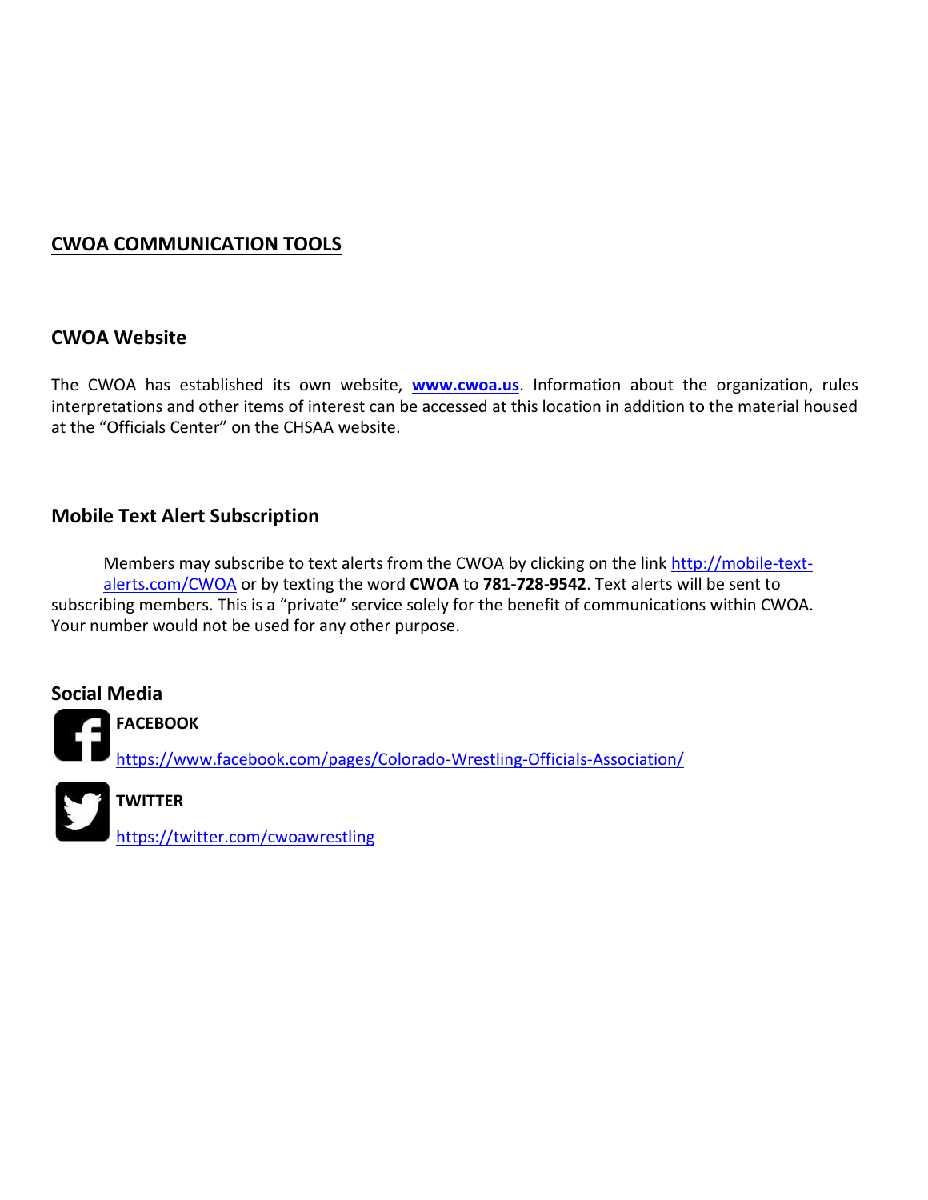## CWOA COMMUNICATION TOOLS

### CWOA Website

The CWOA has established its own website, **www.cwoa.us**. Information about the organization, rules interpretations and other items of interest can be accessed at this location in addition to the material housed at the "Officials Center" on the CHSAA website.

### Mobile Text Alert Subscription

Members may subscribe to text alerts from the CWOA by clicking on the link http://mobile-text-alerts.com/CWOA or by texting the word **CWOA** to **781-728-9542**. Text alerts will be sent to subscribing members. This is a "private" service solely for the benefit of communications within CWOA. Your number would not be used for any other purpose.

### Social Media

**FACEBOOK**

https://www.facebook.com/pages/Colorado-Wrestling-Officials-Association/

**TWITTER**

https://twitter.com/cwoawrestling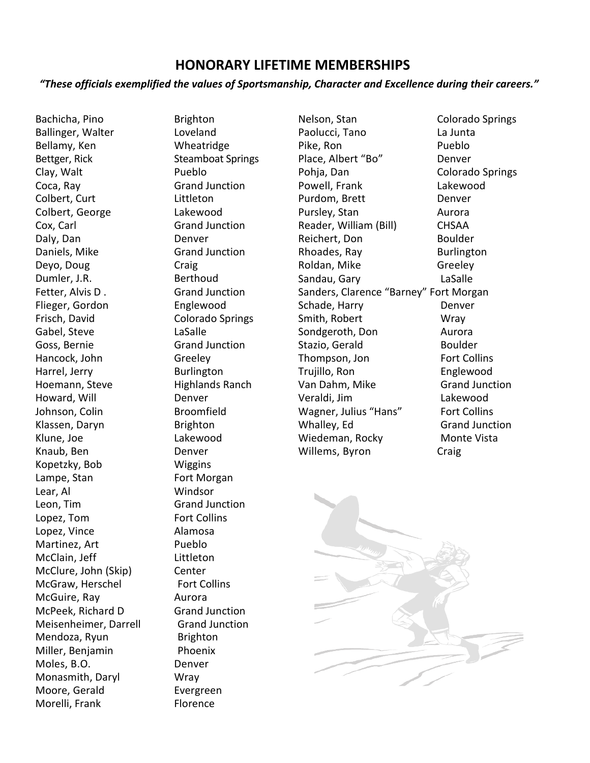## HONORARY LIFETIME MEMBERSHIPS

***"These officials exemplified the values of Sportsmanship, Character and Excellence during their careers."***

| Name | City |
|---|---|
| Bachicha, Pino | Brighton |
| Ballinger, Walter | Loveland |
| Bellamy, Ken | Wheatridge |
| Bettger, Rick | Steamboat Springs |
| Clay, Walt | Pueblo |
| Coca, Ray | Grand Junction |
| Colbert, Curt | Littleton |
| Colbert, George | Lakewood |
| Cox, Carl | Grand Junction |
| Daly, Dan | Denver |
| Daniels, Mike | Grand Junction |
| Deyo, Doug | Craig |
| Dumler, J.R. | Berthoud |
| Fetter, Alvis D . | Grand Junction |
| Flieger, Gordon | Englewood |
| Frisch, David | Colorado Springs |
| Gabel, Steve | LaSalle |
| Goss, Bernie | Grand Junction |
| Hancock, John | Greeley |
| Harrel, Jerry | Burlington |
| Hoemann, Steve | Highlands Ranch |
| Howard, Will | Denver |
| Johnson, Colin | Broomfield |
| Klassen, Daryn | Brighton |
| Klune, Joe | Lakewood |
| Knaub, Ben | Denver |
| Kopetzky, Bob | Wiggins |
| Lampe, Stan | Fort Morgan |
| Lear, Al | Windsor |
| Leon, Tim | Grand Junction |
| Lopez, Tom | Fort Collins |
| Lopez, Vince | Alamosa |
| Martinez, Art | Pueblo |
| McClain, Jeff | Littleton |
| McClure, John (Skip) | Center |
| McGraw, Herschel | Fort Collins |
| McGuire, Ray | Aurora |
| McPeek, Richard D | Grand Junction |
| Meisenheimer, Darrell | Grand Junction |
| Mendoza, Ryun | Brighton |
| Miller, Benjamin | Phoenix |
| Moles, B.O. | Denver |
| Monasmith, Daryl | Wray |
| Moore, Gerald | Evergreen |
| Morelli, Frank | Florence |
| Nelson, Stan | Colorado Springs |
| Paolucci, Tano | La Junta |
| Pike, Ron | Pueblo |
| Place, Albert "Bo" | Denver |
| Pohja, Dan | Colorado Springs |
| Powell, Frank | Lakewood |
| Purdom, Brett | Denver |
| Pursley, Stan | Aurora |
| Reader, William (Bill) | CHSAA |
| Reichert, Don | Boulder |
| Rhoades, Ray | Burlington |
| Roldan, Mike | Greeley |
| Sandau, Gary | LaSalle |
| Sanders, Clarence "Barney" | Fort Morgan |
| Schade, Harry | Denver |
| Smith, Robert | Wray |
| Sondgeroth, Don | Aurora |
| Stazio, Gerald | Boulder |
| Thompson, Jon | Fort Collins |
| Trujillo, Ron | Englewood |
| Van Dahm, Mike | Grand Junction |
| Veraldi, Jim | Lakewood |
| Wagner, Julius "Hans" | Fort Collins |
| Whalley, Ed | Grand Junction |
| Wiedeman, Rocky | Monte Vista |
| Willems, Byron | Craig |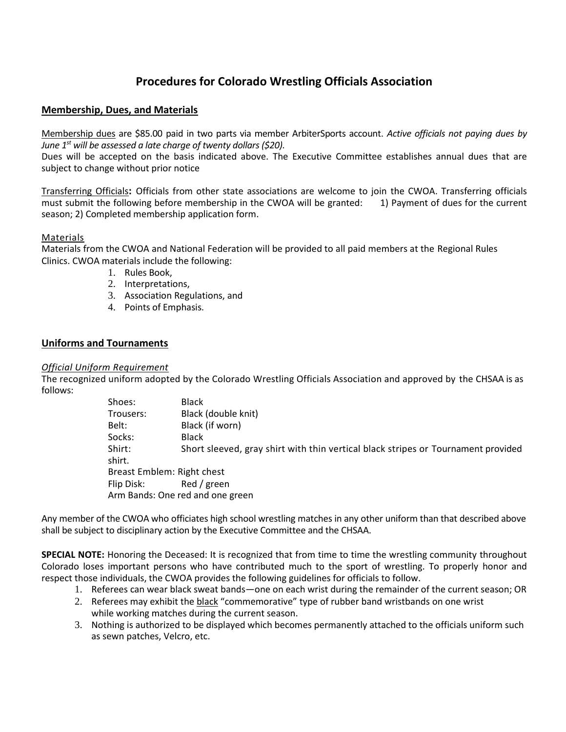# Procedures for Colorado Wrestling Officials Association

## Membership, Dues, and Materials

Membership dues are $85.00 paid in two parts via member ArbiterSports account. *Active officials not paying dues by June 1st will be assessed a late charge of twenty dollars ($20).*
Dues will be accepted on the basis indicated above. The Executive Committee establishes annual dues that are subject to change without prior notice

Transferring Officials**:** Officials from other state associations are welcome to join the CWOA. Transferring officials must submit the following before membership in the CWOA will be granted: 1) Payment of dues for the current season; 2) Completed membership application form.

Materials
Materials from the CWOA and National Federation will be provided to all paid members at the Regional Rules Clinics. CWOA materials include the following:

1. Rules Book,
2. Interpretations,
3. Association Regulations, and
4. Points of Emphasis.

## Uniforms and Tournaments

*Official Uniform Requirement*
The recognized uniform adopted by the Colorado Wrestling Officials Association and approved by the CHSAA is as follows:

- Shoes: Black
- Trousers: Black (double knit)
- Belt: Black (if worn)
- Socks: Black
- Shirt: Short sleeved, gray shirt with thin vertical black stripes or Tournament provided shirt.
- Breast Emblem: Right chest
- Flip Disk: Red / green
- Arm Bands: One red and one green

Any member of the CWOA who officiates high school wrestling matches in any other uniform than that described above shall be subject to disciplinary action by the Executive Committee and the CHSAA.

**SPECIAL NOTE:** Honoring the Deceased: It is recognized that from time to time the wrestling community throughout Colorado loses important persons who have contributed much to the sport of wrestling. To properly honor and respect those individuals, the CWOA provides the following guidelines for officials to follow.

1. Referees can wear black sweat bands—one on each wrist during the remainder of the current season; OR
2. Referees may exhibit the black "commemorative" type of rubber band wristbands on one wrist while working matches during the current season.
3. Nothing is authorized to be displayed which becomes permanently attached to the officials uniform such as sewn patches, Velcro, etc.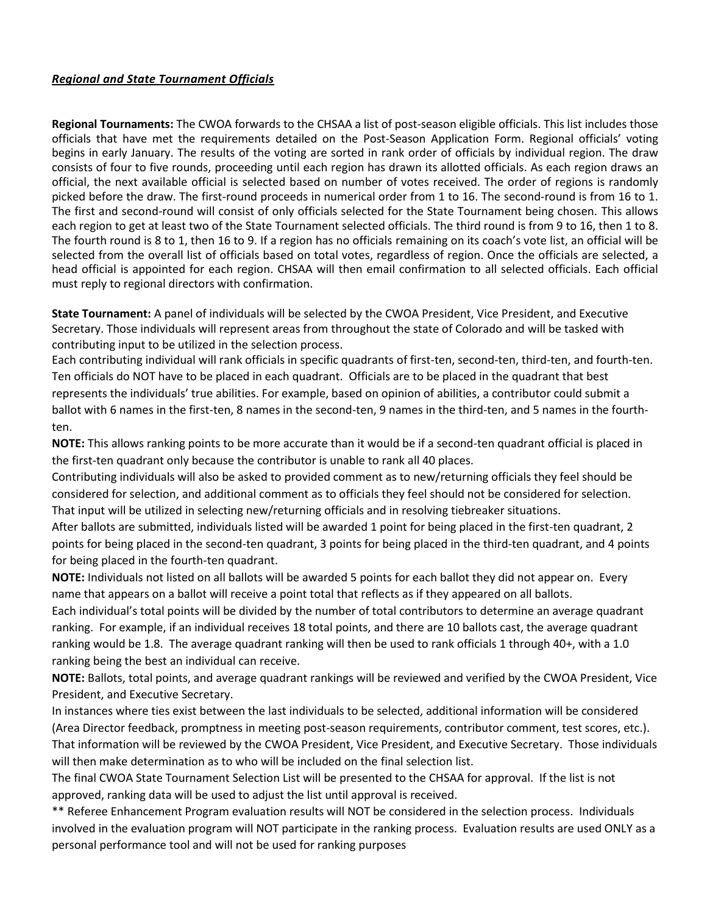***Regional and State Tournament Officials***

**Regional Tournaments:** The CWOA forwards to the CHSAA a list of post-season eligible officials. This list includes those officials that have met the requirements detailed on the Post-Season Application Form. Regional officials' voting begins in early January. The results of the voting are sorted in rank order of officials by individual region. The draw consists of four to five rounds, proceeding until each region has drawn its allotted officials. As each region draws an official, the next available official is selected based on number of votes received. The order of regions is randomly picked before the draw. The first-round proceeds in numerical order from 1 to 16. The second-round is from 16 to 1. The first and second-round will consist of only officials selected for the State Tournament being chosen. This allows each region to get at least two of the State Tournament selected officials. The third round is from 9 to 16, then 1 to 8. The fourth round is 8 to 1, then 16 to 9. If a region has no officials remaining on its coach's vote list, an official will be selected from the overall list of officials based on total votes, regardless of region. Once the officials are selected, a head official is appointed for each region. CHSAA will then email confirmation to all selected officials. Each official must reply to regional directors with confirmation.

**State Tournament:** A panel of individuals will be selected by the CWOA President, Vice President, and Executive Secretary. Those individuals will represent areas from throughout the state of Colorado and will be tasked with contributing input to be utilized in the selection process.

Each contributing individual will rank officials in specific quadrants of first-ten, second-ten, third-ten, and fourth-ten. Ten officials do NOT have to be placed in each quadrant. Officials are to be placed in the quadrant that best represents the individuals' true abilities. For example, based on opinion of abilities, a contributor could submit a ballot with 6 names in the first-ten, 8 names in the second-ten, 9 names in the third-ten, and 5 names in the fourth-ten.

**NOTE:** This allows ranking points to be more accurate than it would be if a second-ten quadrant official is placed in the first-ten quadrant only because the contributor is unable to rank all 40 places.

Contributing individuals will also be asked to provided comment as to new/returning officials they feel should be considered for selection, and additional comment as to officials they feel should not be considered for selection. That input will be utilized in selecting new/returning officials and in resolving tiebreaker situations.

After ballots are submitted, individuals listed will be awarded 1 point for being placed in the first-ten quadrant, 2 points for being placed in the second-ten quadrant, 3 points for being placed in the third-ten quadrant, and 4 points for being placed in the fourth-ten quadrant.

**NOTE:** Individuals not listed on all ballots will be awarded 5 points for each ballot they did not appear on. Every name that appears on a ballot will receive a point total that reflects as if they appeared on all ballots.

Each individual's total points will be divided by the number of total contributors to determine an average quadrant ranking. For example, if an individual receives 18 total points, and there are 10 ballots cast, the average quadrant ranking would be 1.8. The average quadrant ranking will then be used to rank officials 1 through 40+, with a 1.0 ranking being the best an individual can receive.

**NOTE:** Ballots, total points, and average quadrant rankings will be reviewed and verified by the CWOA President, Vice President, and Executive Secretary.

In instances where ties exist between the last individuals to be selected, additional information will be considered (Area Director feedback, promptness in meeting post-season requirements, contributor comment, test scores, etc.). That information will be reviewed by the CWOA President, Vice President, and Executive Secretary. Those individuals will then make determination as to who will be included on the final selection list.

The final CWOA State Tournament Selection List will be presented to the CHSAA for approval. If the list is not approved, ranking data will be used to adjust the list until approval is received.

** Referee Enhancement Program evaluation results will NOT be considered in the selection process. Individuals involved in the evaluation program will NOT participate in the ranking process. Evaluation results are used ONLY as a personal performance tool and will not be used for ranking purposes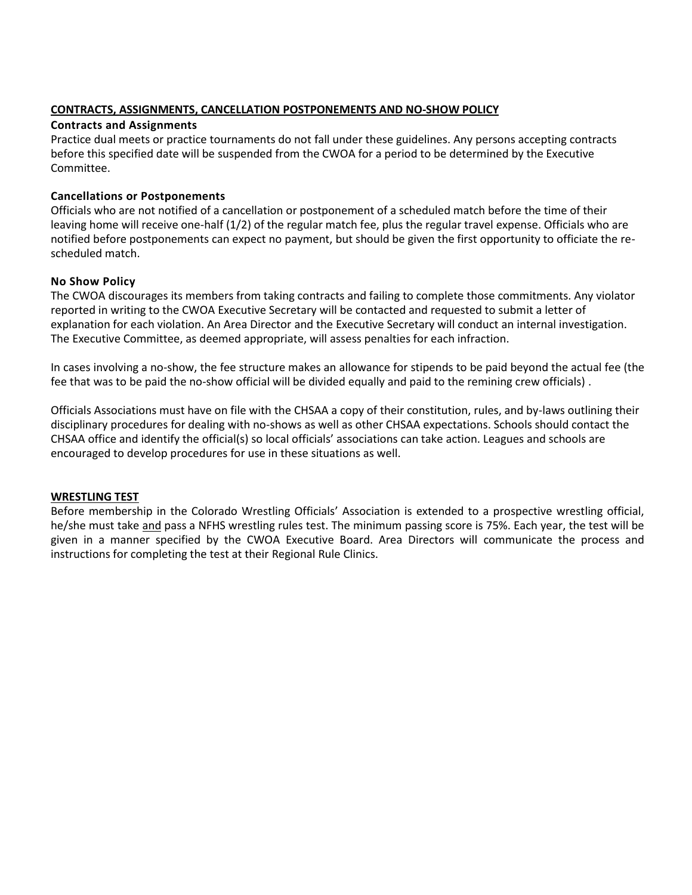## CONTRACTS, ASSIGNMENTS, CANCELLATION POSTPONEMENTS AND NO-SHOW POLICY

### Contracts and Assignments

Practice dual meets or practice tournaments do not fall under these guidelines. Any persons accepting contracts before this specified date will be suspended from the CWOA for a period to be determined by the Executive Committee.

### Cancellations or Postponements

Officials who are not notified of a cancellation or postponement of a scheduled match before the time of their leaving home will receive one-half (1/2) of the regular match fee, plus the regular travel expense. Officials who are notified before postponements can expect no payment, but should be given the first opportunity to officiate the re-scheduled match.

### No Show Policy

The CWOA discourages its members from taking contracts and failing to complete those commitments. Any violator reported in writing to the CWOA Executive Secretary will be contacted and requested to submit a letter of explanation for each violation. An Area Director and the Executive Secretary will conduct an internal investigation. The Executive Committee, as deemed appropriate, will assess penalties for each infraction.

In cases involving a no-show, the fee structure makes an allowance for stipends to be paid beyond the actual fee (the fee that was to be paid the no-show official will be divided equally and paid to the remining crew officials) .

Officials Associations must have on file with the CHSAA a copy of their constitution, rules, and by-laws outlining their disciplinary procedures for dealing with no-shows as well as other CHSAA expectations. Schools should contact the CHSAA office and identify the official(s) so local officials' associations can take action. Leagues and schools are encouraged to develop procedures for use in these situations as well.

## WRESTLING TEST

Before membership in the Colorado Wrestling Officials' Association is extended to a prospective wrestling official, he/she must take <u>and</u> pass a NFHS wrestling rules test. The minimum passing score is 75%. Each year, the test will be given in a manner specified by the CWOA Executive Board. Area Directors will communicate the process and instructions for completing the test at their Regional Rule Clinics.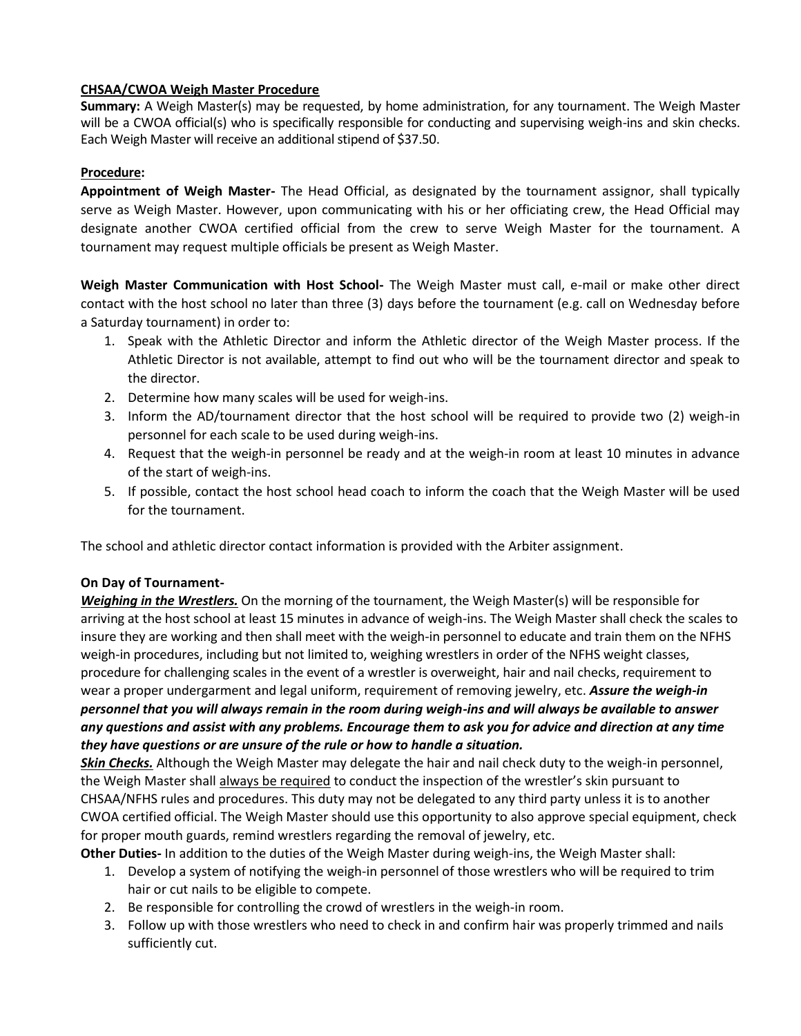**<u>CHSAA/CWOA Weigh Master Procedure</u>**

**Summary:** A Weigh Master(s) may be requested, by home administration, for any tournament. The Weigh Master will be a CWOA official(s) who is specifically responsible for conducting and supervising weigh-ins and skin checks. Each Weigh Master will receive an additional stipend of $37.50.

**<u>Procedure</u>:**

**Appointment of Weigh Master-** The Head Official, as designated by the tournament assignor, shall typically serve as Weigh Master. However, upon communicating with his or her officiating crew, the Head Official may designate another CWOA certified official from the crew to serve Weigh Master for the tournament. A tournament may request multiple officials be present as Weigh Master.

**Weigh Master Communication with Host School-** The Weigh Master must call, e-mail or make other direct contact with the host school no later than three (3) days before the tournament (e.g. call on Wednesday before a Saturday tournament) in order to:

1. Speak with the Athletic Director and inform the Athletic director of the Weigh Master process. If the Athletic Director is not available, attempt to find out who will be the tournament director and speak to the director.
2. Determine how many scales will be used for weigh-ins.
3. Inform the AD/tournament director that the host school will be required to provide two (2) weigh-in personnel for each scale to be used during weigh-ins.
4. Request that the weigh-in personnel be ready and at the weigh-in room at least 10 minutes in advance of the start of weigh-ins.
5. If possible, contact the host school head coach to inform the coach that the Weigh Master will be used for the tournament.

The school and athletic director contact information is provided with the Arbiter assignment.

**On Day of Tournament-**

***<u>Weighing in the Wrestlers.</u>*** On the morning of the tournament, the Weigh Master(s) will be responsible for arriving at the host school at least 15 minutes in advance of weigh-ins. The Weigh Master shall check the scales to insure they are working and then shall meet with the weigh-in personnel to educate and train them on the NFHS weigh-in procedures, including but not limited to, weighing wrestlers in order of the NFHS weight classes, procedure for challenging scales in the event of a wrestler is overweight, hair and nail checks, requirement to wear a proper undergarment and legal uniform, requirement of removing jewelry, etc. ***Assure the weigh-in personnel that you will always remain in the room during weigh-ins and will always be available to answer any questions and assist with any problems. Encourage them to ask you for advice and direction at any time they have questions or are unsure of the rule or how to handle a situation.***

***<u>Skin Checks.</u>*** Although the Weigh Master may delegate the hair and nail check duty to the weigh-in personnel, the Weigh Master shall <u>always be required</u> to conduct the inspection of the wrestler's skin pursuant to CHSAA/NFHS rules and procedures. This duty may not be delegated to any third party unless it is to another CWOA certified official. The Weigh Master should use this opportunity to also approve special equipment, check for proper mouth guards, remind wrestlers regarding the removal of jewelry, etc.

**Other Duties-** In addition to the duties of the Weigh Master during weigh-ins, the Weigh Master shall:

1. Develop a system of notifying the weigh-in personnel of those wrestlers who will be required to trim hair or cut nails to be eligible to compete.
2. Be responsible for controlling the crowd of wrestlers in the weigh-in room.
3. Follow up with those wrestlers who need to check in and confirm hair was properly trimmed and nails sufficiently cut.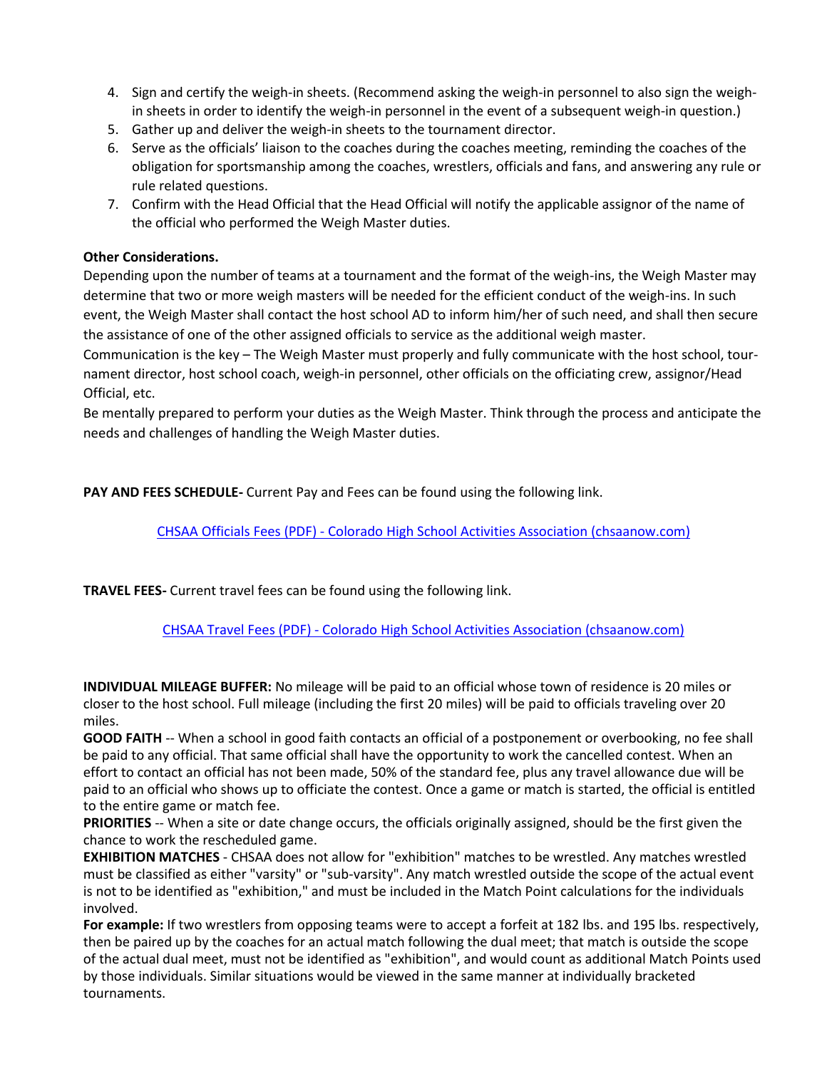4. Sign and certify the weigh-in sheets. (Recommend asking the weigh-in personnel to also sign the weigh-in sheets in order to identify the weigh-in personnel in the event of a subsequent weigh-in question.)
5. Gather up and deliver the weigh-in sheets to the tournament director.
6. Serve as the officials' liaison to the coaches during the coaches meeting, reminding the coaches of the obligation for sportsmanship among the coaches, wrestlers, officials and fans, and answering any rule or rule related questions.
7. Confirm with the Head Official that the Head Official will notify the applicable assignor of the name of the official who performed the Weigh Master duties.

**Other Considerations.**

Depending upon the number of teams at a tournament and the format of the weigh-ins, the Weigh Master may determine that two or more weigh masters will be needed for the efficient conduct of the weigh-ins. In such event, the Weigh Master shall contact the host school AD to inform him/her of such need, and shall then secure the assistance of one of the other assigned officials to service as the additional weigh master.

Communication is the key – The Weigh Master must properly and fully communicate with the host school, tournament director, host school coach, weigh-in personnel, other officials on the officiating crew, assignor/Head Official, etc.

Be mentally prepared to perform your duties as the Weigh Master. Think through the process and anticipate the needs and challenges of handling the Weigh Master duties.

**PAY AND FEES SCHEDULE-** Current Pay and Fees can be found using the following link.

CHSAA Officials Fees (PDF) - Colorado High School Activities Association (chsaanow.com)

**TRAVEL FEES-** Current travel fees can be found using the following link.

CHSAA Travel Fees (PDF) - Colorado High School Activities Association (chsaanow.com)

**INDIVIDUAL MILEAGE BUFFER:** No mileage will be paid to an official whose town of residence is 20 miles or closer to the host school. Full mileage (including the first 20 miles) will be paid to officials traveling over 20 miles.

**GOOD FAITH** -- When a school in good faith contacts an official of a postponement or overbooking, no fee shall be paid to any official. That same official shall have the opportunity to work the cancelled contest. When an effort to contact an official has not been made, 50% of the standard fee, plus any travel allowance due will be paid to an official who shows up to officiate the contest. Once a game or match is started, the official is entitled to the entire game or match fee.

**PRIORITIES** -- When a site or date change occurs, the officials originally assigned, should be the first given the chance to work the rescheduled game.

**EXHIBITION MATCHES** - CHSAA does not allow for "exhibition" matches to be wrestled. Any matches wrestled must be classified as either "varsity" or "sub-varsity". Any match wrestled outside the scope of the actual event is not to be identified as "exhibition," and must be included in the Match Point calculations for the individuals involved.

**For example:** If two wrestlers from opposing teams were to accept a forfeit at 182 lbs. and 195 lbs. respectively, then be paired up by the coaches for an actual match following the dual meet; that match is outside the scope of the actual dual meet, must not be identified as "exhibition", and would count as additional Match Points used by those individuals. Similar situations would be viewed in the same manner at individually bracketed tournaments.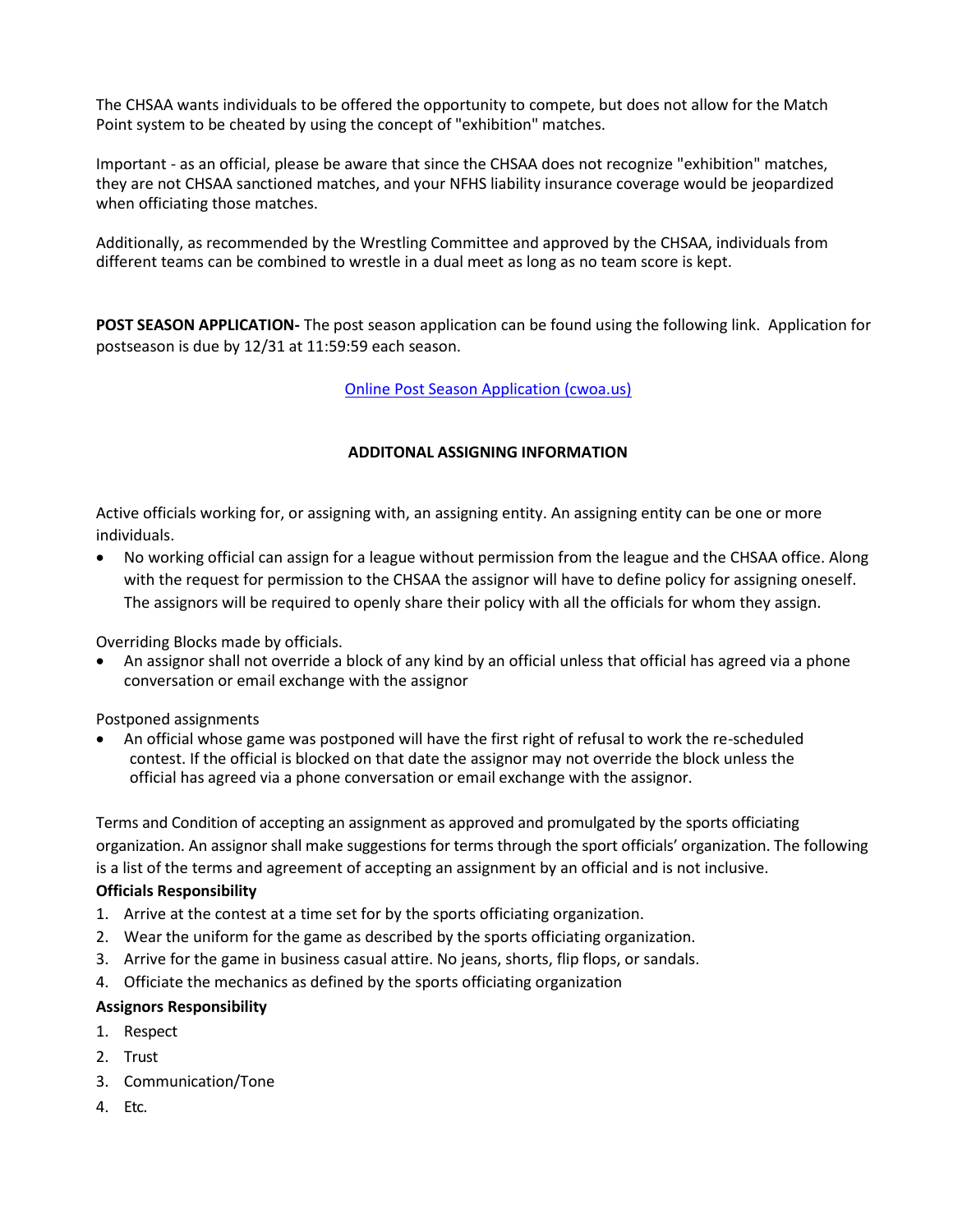The CHSAA wants individuals to be offered the opportunity to compete, but does not allow for the Match Point system to be cheated by using the concept of "exhibition" matches.

Important - as an official, please be aware that since the CHSAA does not recognize "exhibition" matches, they are not CHSAA sanctioned matches, and your NFHS liability insurance coverage would be jeopardized when officiating those matches.

Additionally, as recommended by the Wrestling Committee and approved by the CHSAA, individuals from different teams can be combined to wrestle in a dual meet as long as no team score is kept.

**POST SEASON APPLICATION-** The post season application can be found using the following link. Application for postseason is due by 12/31 at 11:59:59 each season.

[Online Post Season Application (cwoa.us)]

### ADDITONAL ASSIGNING INFORMATION

Active officials working for, or assigning with, an assigning entity. An assigning entity can be one or more individuals.

- No working official can assign for a league without permission from the league and the CHSAA office. Along with the request for permission to the CHSAA the assignor will have to define policy for assigning oneself. The assignors will be required to openly share their policy with all the officials for whom they assign.

Overriding Blocks made by officials.

- An assignor shall not override a block of any kind by an official unless that official has agreed via a phone conversation or email exchange with the assignor

Postponed assignments

- An official whose game was postponed will have the first right of refusal to work the re-scheduled contest. If the official is blocked on that date the assignor may not override the block unless the official has agreed via a phone conversation or email exchange with the assignor.

Terms and Condition of accepting an assignment as approved and promulgated by the sports officiating organization. An assignor shall make suggestions for terms through the sport officials' organization. The following is a list of the terms and agreement of accepting an assignment by an official and is not inclusive.

**Officials Responsibility**

1. Arrive at the contest at a time set for by the sports officiating organization.
2. Wear the uniform for the game as described by the sports officiating organization.
3. Arrive for the game in business casual attire. No jeans, shorts, flip flops, or sandals.
4. Officiate the mechanics as defined by the sports officiating organization

**Assignors Responsibility**

1. Respect
2. Trust
3. Communication/Tone
4. Etc.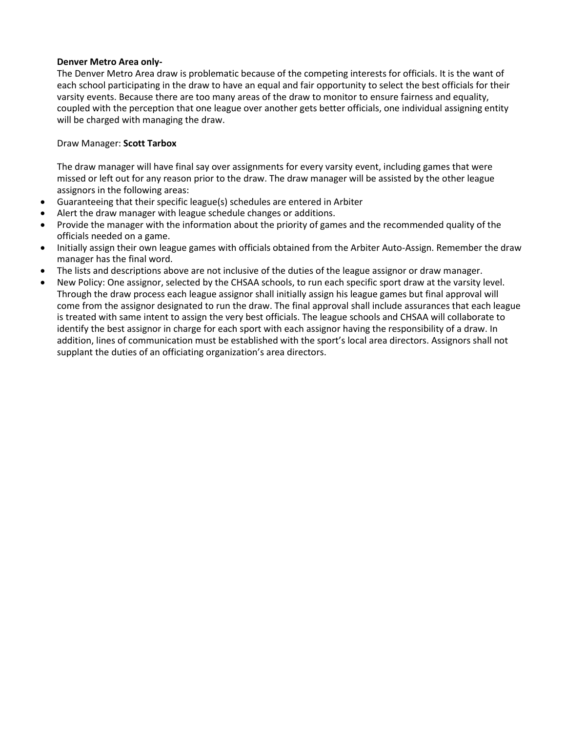**Denver Metro Area only-**

The Denver Metro Area draw is problematic because of the competing interests for officials. It is the want of each school participating in the draw to have an equal and fair opportunity to select the best officials for their varsity events. Because there are too many areas of the draw to monitor to ensure fairness and equality, coupled with the perception that one league over another gets better officials, one individual assigning entity will be charged with managing the draw.

Draw Manager: **Scott Tarbox**

The draw manager will have final say over assignments for every varsity event, including games that were missed or left out for any reason prior to the draw. The draw manager will be assisted by the other league assignors in the following areas:

- Guaranteeing that their specific league(s) schedules are entered in Arbiter
- Alert the draw manager with league schedule changes or additions.
- Provide the manager with the information about the priority of games and the recommended quality of the officials needed on a game.
- Initially assign their own league games with officials obtained from the Arbiter Auto-Assign. Remember the draw manager has the final word.
- The lists and descriptions above are not inclusive of the duties of the league assignor or draw manager.
- New Policy: One assignor, selected by the CHSAA schools, to run each specific sport draw at the varsity level. Through the draw process each league assignor shall initially assign his league games but final approval will come from the assignor designated to run the draw. The final approval shall include assurances that each league is treated with same intent to assign the very best officials. The league schools and CHSAA will collaborate to identify the best assignor in charge for each sport with each assignor having the responsibility of a draw. In addition, lines of communication must be established with the sport's local area directors. Assignors shall not supplant the duties of an officiating organization's area directors.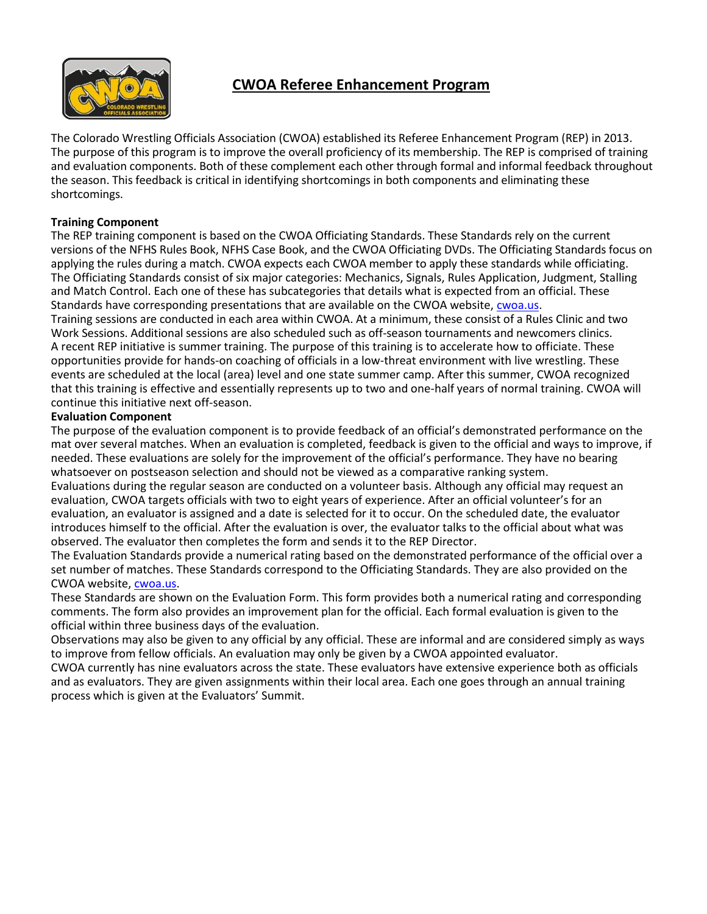# CWOA Referee Enhancement Program

The Colorado Wrestling Officials Association (CWOA) established its Referee Enhancement Program (REP) in 2013. The purpose of this program is to improve the overall proficiency of its membership. The REP is comprised of training and evaluation components. Both of these complement each other through formal and informal feedback throughout the season. This feedback is critical in identifying shortcomings in both components and eliminating these shortcomings.

**Training Component**

The REP training component is based on the CWOA Officiating Standards. These Standards rely on the current versions of the NFHS Rules Book, NFHS Case Book, and the CWOA Officiating DVDs. The Officiating Standards focus on applying the rules during a match. CWOA expects each CWOA member to apply these standards while officiating. The Officiating Standards consist of six major categories: Mechanics, Signals, Rules Application, Judgment, Stalling and Match Control. Each one of these has subcategories that details what is expected from an official. These Standards have corresponding presentations that are available on the CWOA website, cwoa.us.

Training sessions are conducted in each area within CWOA. At a minimum, these consist of a Rules Clinic and two Work Sessions. Additional sessions are also scheduled such as off-season tournaments and newcomers clinics. A recent REP initiative is summer training. The purpose of this training is to accelerate how to officiate. These opportunities provide for hands-on coaching of officials in a low-threat environment with live wrestling. These events are scheduled at the local (area) level and one state summer camp. After this summer, CWOA recognized that this training is effective and essentially represents up to two and one-half years of normal training. CWOA will continue this initiative next off-season.

**Evaluation Component**

The purpose of the evaluation component is to provide feedback of an official's demonstrated performance on the mat over several matches. When an evaluation is completed, feedback is given to the official and ways to improve, if needed. These evaluations are solely for the improvement of the official's performance. They have no bearing whatsoever on postseason selection and should not be viewed as a comparative ranking system.

Evaluations during the regular season are conducted on a volunteer basis. Although any official may request an evaluation, CWOA targets officials with two to eight years of experience. After an official volunteer's for an evaluation, an evaluator is assigned and a date is selected for it to occur. On the scheduled date, the evaluator introduces himself to the official. After the evaluation is over, the evaluator talks to the official about what was observed. The evaluator then completes the form and sends it to the REP Director.

The Evaluation Standards provide a numerical rating based on the demonstrated performance of the official over a set number of matches. These Standards correspond to the Officiating Standards. They are also provided on the CWOA website, cwoa.us.

These Standards are shown on the Evaluation Form. This form provides both a numerical rating and corresponding comments. The form also provides an improvement plan for the official. Each formal evaluation is given to the official within three business days of the evaluation.

Observations may also be given to any official by any official. These are informal and are considered simply as ways to improve from fellow officials. An evaluation may only be given by a CWOA appointed evaluator.

CWOA currently has nine evaluators across the state. These evaluators have extensive experience both as officials and as evaluators. They are given assignments within their local area. Each one goes through an annual training process which is given at the Evaluators' Summit.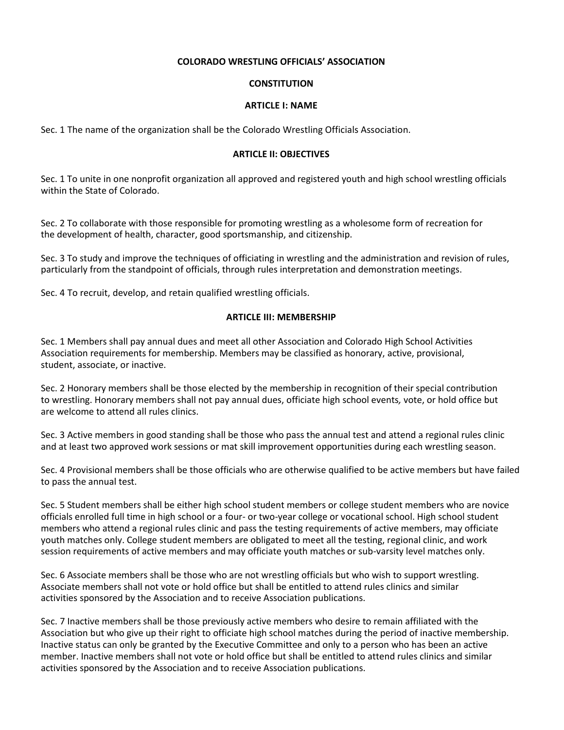# COLORADO WRESTLING OFFICIALS' ASSOCIATION

## CONSTITUTION

### ARTICLE I: NAME

Sec. 1 The name of the organization shall be the Colorado Wrestling Officials Association.

### ARTICLE II: OBJECTIVES

Sec. 1 To unite in one nonprofit organization all approved and registered youth and high school wrestling officials within the State of Colorado.

Sec. 2 To collaborate with those responsible for promoting wrestling as a wholesome form of recreation for the development of health, character, good sportsmanship, and citizenship.

Sec. 3 To study and improve the techniques of officiating in wrestling and the administration and revision of rules, particularly from the standpoint of officials, through rules interpretation and demonstration meetings.

Sec. 4 To recruit, develop, and retain qualified wrestling officials.

### ARTICLE III: MEMBERSHIP

Sec. 1 Members shall pay annual dues and meet all other Association and Colorado High School Activities Association requirements for membership. Members may be classified as honorary, active, provisional, student, associate, or inactive.

Sec. 2 Honorary members shall be those elected by the membership in recognition of their special contribution to wrestling. Honorary members shall not pay annual dues, officiate high school events, vote, or hold office but are welcome to attend all rules clinics.

Sec. 3 Active members in good standing shall be those who pass the annual test and attend a regional rules clinic and at least two approved work sessions or mat skill improvement opportunities during each wrestling season.

Sec. 4 Provisional members shall be those officials who are otherwise qualified to be active members but have failed to pass the annual test.

Sec. 5 Student members shall be either high school student members or college student members who are novice officials enrolled full time in high school or a four- or two-year college or vocational school. High school student members who attend a regional rules clinic and pass the testing requirements of active members, may officiate youth matches only. College student members are obligated to meet all the testing, regional clinic, and work session requirements of active members and may officiate youth matches or sub-varsity level matches only.

Sec. 6 Associate members shall be those who are not wrestling officials but who wish to support wrestling. Associate members shall not vote or hold office but shall be entitled to attend rules clinics and similar activities sponsored by the Association and to receive Association publications.

Sec. 7 Inactive members shall be those previously active members who desire to remain affiliated with the Association but who give up their right to officiate high school matches during the period of inactive membership. Inactive status can only be granted by the Executive Committee and only to a person who has been an active member. Inactive members shall not vote or hold office but shall be entitled to attend rules clinics and similar activities sponsored by the Association and to receive Association publications.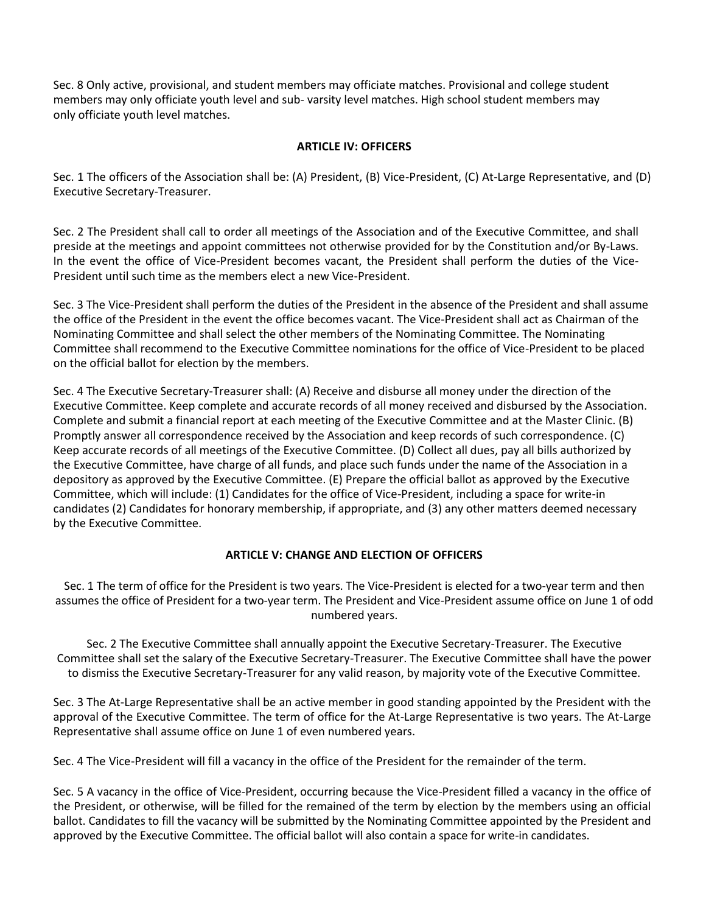Sec. 8 Only active, provisional, and student members may officiate matches. Provisional and college student members may only officiate youth level and sub- varsity level matches. High school student members may only officiate youth level matches.

## ARTICLE IV: OFFICERS

Sec. 1 The officers of the Association shall be: (A) President, (B) Vice-President, (C) At-Large Representative, and (D) Executive Secretary-Treasurer.

Sec. 2 The President shall call to order all meetings of the Association and of the Executive Committee, and shall preside at the meetings and appoint committees not otherwise provided for by the Constitution and/or By-Laws. In the event the office of Vice-President becomes vacant, the President shall perform the duties of the Vice-President until such time as the members elect a new Vice-President.

Sec. 3 The Vice-President shall perform the duties of the President in the absence of the President and shall assume the office of the President in the event the office becomes vacant. The Vice-President shall act as Chairman of the Nominating Committee and shall select the other members of the Nominating Committee. The Nominating Committee shall recommend to the Executive Committee nominations for the office of Vice-President to be placed on the official ballot for election by the members.

Sec. 4 The Executive Secretary-Treasurer shall: (A) Receive and disburse all money under the direction of the Executive Committee. Keep complete and accurate records of all money received and disbursed by the Association. Complete and submit a financial report at each meeting of the Executive Committee and at the Master Clinic. (B) Promptly answer all correspondence received by the Association and keep records of such correspondence. (C) Keep accurate records of all meetings of the Executive Committee. (D) Collect all dues, pay all bills authorized by the Executive Committee, have charge of all funds, and place such funds under the name of the Association in a depository as approved by the Executive Committee. (E) Prepare the official ballot as approved by the Executive Committee, which will include: (1) Candidates for the office of Vice-President, including a space for write-in candidates (2) Candidates for honorary membership, if appropriate, and (3) any other matters deemed necessary by the Executive Committee.

## ARTICLE V: CHANGE AND ELECTION OF OFFICERS

Sec. 1 The term of office for the President is two years. The Vice-President is elected for a two-year term and then assumes the office of President for a two-year term. The President and Vice-President assume office on June 1 of odd numbered years.

Sec. 2 The Executive Committee shall annually appoint the Executive Secretary-Treasurer. The Executive Committee shall set the salary of the Executive Secretary-Treasurer. The Executive Committee shall have the power to dismiss the Executive Secretary-Treasurer for any valid reason, by majority vote of the Executive Committee.

Sec. 3 The At-Large Representative shall be an active member in good standing appointed by the President with the approval of the Executive Committee. The term of office for the At-Large Representative is two years. The At-Large Representative shall assume office on June 1 of even numbered years.

Sec. 4 The Vice-President will fill a vacancy in the office of the President for the remainder of the term.

Sec. 5 A vacancy in the office of Vice-President, occurring because the Vice-President filled a vacancy in the office of the President, or otherwise, will be filled for the remained of the term by election by the members using an official ballot. Candidates to fill the vacancy will be submitted by the Nominating Committee appointed by the President and approved by the Executive Committee. The official ballot will also contain a space for write-in candidates.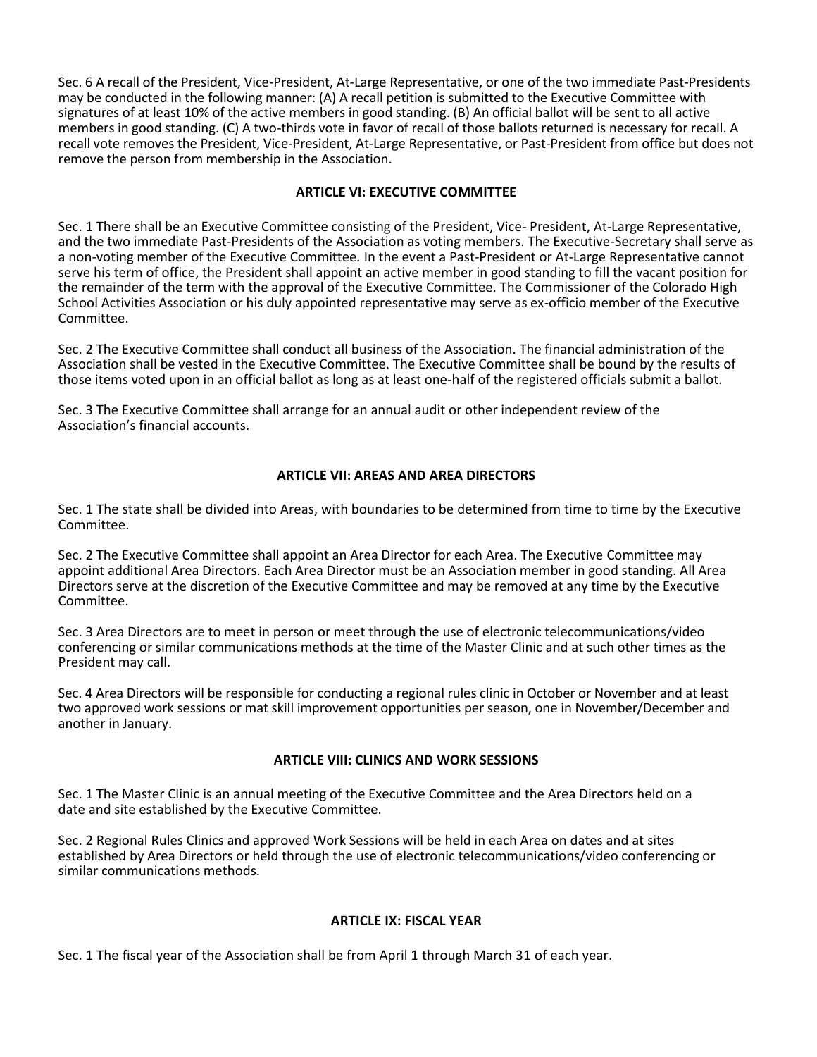Sec. 6 A recall of the President, Vice-President, At-Large Representative, or one of the two immediate Past-Presidents may be conducted in the following manner: (A) A recall petition is submitted to the Executive Committee with signatures of at least 10% of the active members in good standing. (B) An official ballot will be sent to all active members in good standing. (C) A two-thirds vote in favor of recall of those ballots returned is necessary for recall. A recall vote removes the President, Vice-President, At-Large Representative, or Past-President from office but does not remove the person from membership in the Association.

## ARTICLE VI: EXECUTIVE COMMITTEE

Sec. 1 There shall be an Executive Committee consisting of the President, Vice- President, At-Large Representative, and the two immediate Past-Presidents of the Association as voting members. The Executive-Secretary shall serve as a non-voting member of the Executive Committee. In the event a Past-President or At-Large Representative cannot serve his term of office, the President shall appoint an active member in good standing to fill the vacant position for the remainder of the term with the approval of the Executive Committee. The Commissioner of the Colorado High School Activities Association or his duly appointed representative may serve as ex-officio member of the Executive Committee.

Sec. 2 The Executive Committee shall conduct all business of the Association. The financial administration of the Association shall be vested in the Executive Committee. The Executive Committee shall be bound by the results of those items voted upon in an official ballot as long as at least one-half of the registered officials submit a ballot.

Sec. 3 The Executive Committee shall arrange for an annual audit or other independent review of the Association's financial accounts.

## ARTICLE VII: AREAS AND AREA DIRECTORS

Sec. 1 The state shall be divided into Areas, with boundaries to be determined from time to time by the Executive Committee.

Sec. 2 The Executive Committee shall appoint an Area Director for each Area. The Executive Committee may appoint additional Area Directors. Each Area Director must be an Association member in good standing. All Area Directors serve at the discretion of the Executive Committee and may be removed at any time by the Executive Committee.

Sec. 3 Area Directors are to meet in person or meet through the use of electronic telecommunications/video conferencing or similar communications methods at the time of the Master Clinic and at such other times as the President may call.

Sec. 4 Area Directors will be responsible for conducting a regional rules clinic in October or November and at least two approved work sessions or mat skill improvement opportunities per season, one in November/December and another in January.

## ARTICLE VIII: CLINICS AND WORK SESSIONS

Sec. 1 The Master Clinic is an annual meeting of the Executive Committee and the Area Directors held on a date and site established by the Executive Committee.

Sec. 2 Regional Rules Clinics and approved Work Sessions will be held in each Area on dates and at sites established by Area Directors or held through the use of electronic telecommunications/video conferencing or similar communications methods.

## ARTICLE IX: FISCAL YEAR

Sec. 1 The fiscal year of the Association shall be from April 1 through March 31 of each year.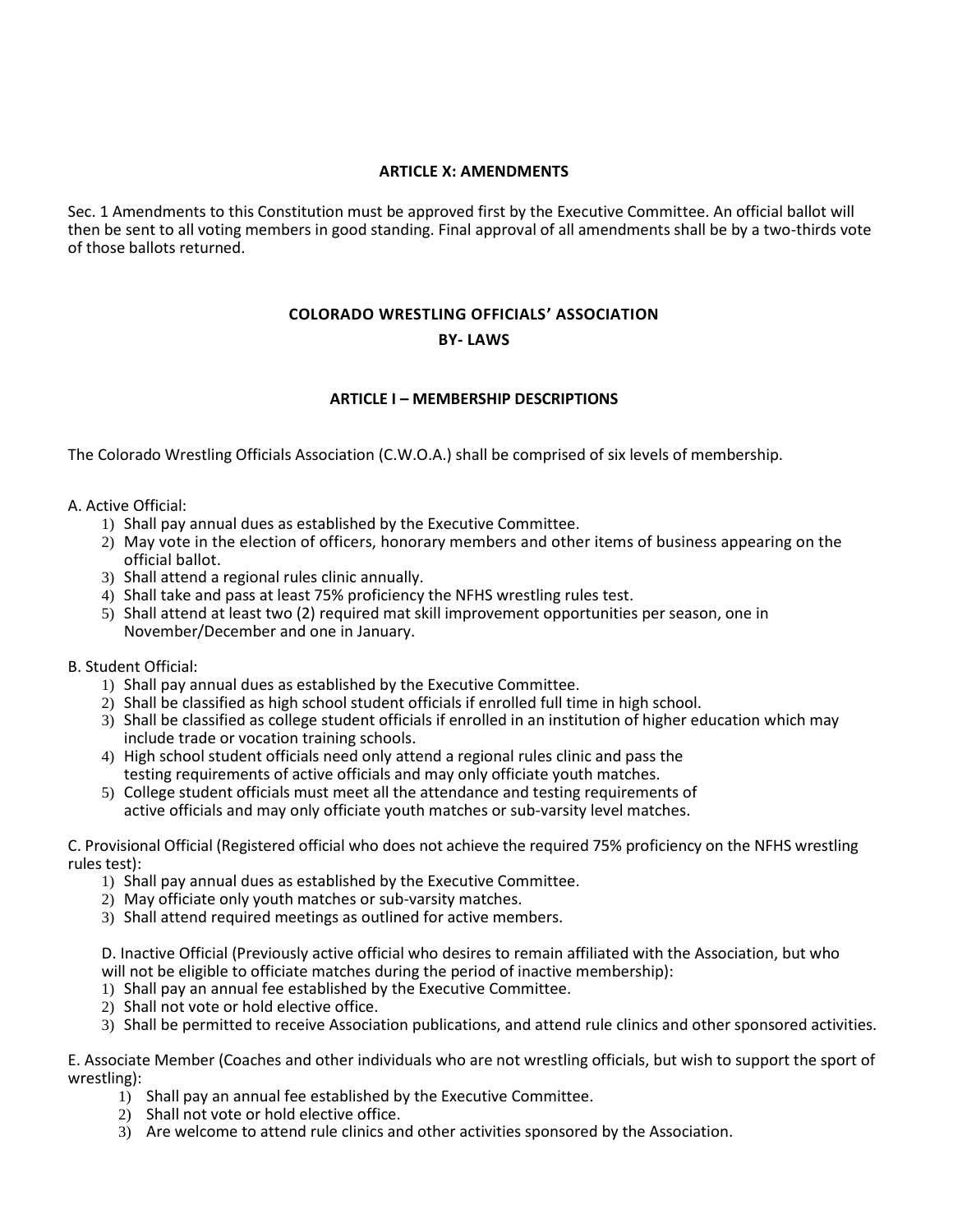## ARTICLE X: AMENDMENTS

Sec. 1 Amendments to this Constitution must be approved first by the Executive Committee. An official ballot will then be sent to all voting members in good standing. Final approval of all amendments shall be by a two-thirds vote of those ballots returned.

# COLORADO WRESTLING OFFICIALS' ASSOCIATION

# BY- LAWS

## ARTICLE I – MEMBERSHIP DESCRIPTIONS

The Colorado Wrestling Officials Association (C.W.O.A.) shall be comprised of six levels of membership.

A. Active Official:

1) Shall pay annual dues as established by the Executive Committee.
2) May vote in the election of officers, honorary members and other items of business appearing on the official ballot.
3) Shall attend a regional rules clinic annually.
4) Shall take and pass at least 75% proficiency the NFHS wrestling rules test.
5) Shall attend at least two (2) required mat skill improvement opportunities per season, one in November/December and one in January.

B. Student Official:

1) Shall pay annual dues as established by the Executive Committee.
2) Shall be classified as high school student officials if enrolled full time in high school.
3) Shall be classified as college student officials if enrolled in an institution of higher education which may include trade or vocation training schools.
4) High school student officials need only attend a regional rules clinic and pass the testing requirements of active officials and may only officiate youth matches.
5) College student officials must meet all the attendance and testing requirements of active officials and may only officiate youth matches or sub-varsity level matches.

C. Provisional Official (Registered official who does not achieve the required 75% proficiency on the NFHS wrestling rules test):

1) Shall pay annual dues as established by the Executive Committee.
2) May officiate only youth matches or sub-varsity matches.
3) Shall attend required meetings as outlined for active members.

D. Inactive Official (Previously active official who desires to remain affiliated with the Association, but who will not be eligible to officiate matches during the period of inactive membership):

1) Shall pay an annual fee established by the Executive Committee.
2) Shall not vote or hold elective office.
3) Shall be permitted to receive Association publications, and attend rule clinics and other sponsored activities.

E. Associate Member (Coaches and other individuals who are not wrestling officials, but wish to support the sport of wrestling):

1) Shall pay an annual fee established by the Executive Committee.
2) Shall not vote or hold elective office.
3) Are welcome to attend rule clinics and other activities sponsored by the Association.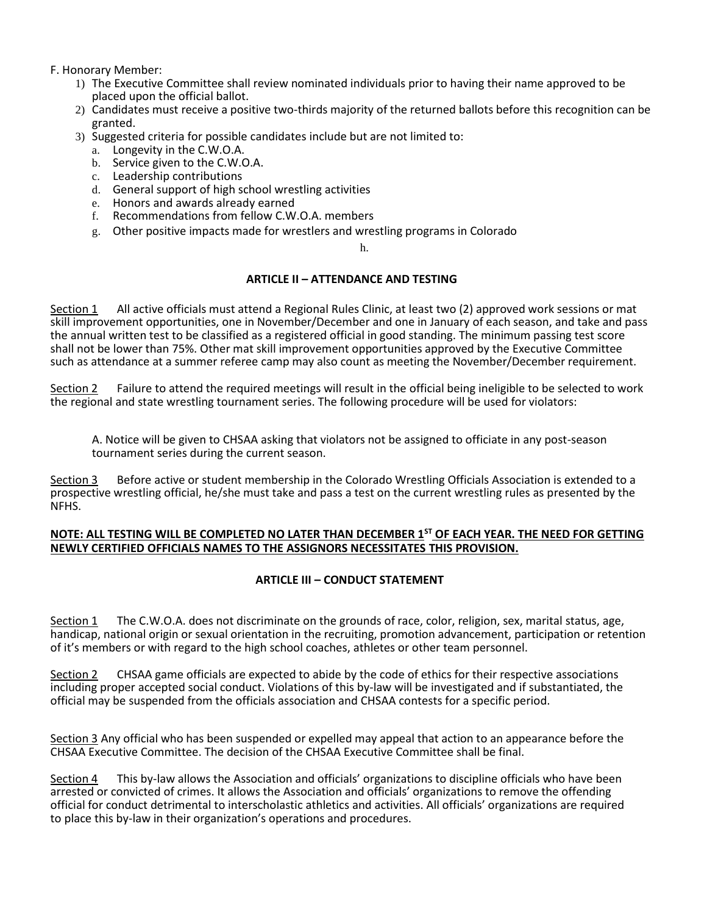F. Honorary Member:

1) The Executive Committee shall review nominated individuals prior to having their name approved to be placed upon the official ballot.
2) Candidates must receive a positive two-thirds majority of the returned ballots before this recognition can be granted.
3) Suggested criteria for possible candidates include but are not limited to:
   a. Longevity in the C.W.O.A.
   b. Service given to the C.W.O.A.
   c. Leadership contributions
   d. General support of high school wrestling activities
   e. Honors and awards already earned
   f. Recommendations from fellow C.W.O.A. members
   g. Other positive impacts made for wrestlers and wrestling programs in Colorado
   h.

## ARTICLE II – ATTENDANCE AND TESTING

Section 1 All active officials must attend a Regional Rules Clinic, at least two (2) approved work sessions or mat skill improvement opportunities, one in November/December and one in January of each season, and take and pass the annual written test to be classified as a registered official in good standing. The minimum passing test score shall not be lower than 75%. Other mat skill improvement opportunities approved by the Executive Committee such as attendance at a summer referee camp may also count as meeting the November/December requirement.

Section 2 Failure to attend the required meetings will result in the official being ineligible to be selected to work the regional and state wrestling tournament series. The following procedure will be used for violators:

A. Notice will be given to CHSAA asking that violators not be assigned to officiate in any post-season tournament series during the current season.

Section 3 Before active or student membership in the Colorado Wrestling Officials Association is extended to a prospective wrestling official, he/she must take and pass a test on the current wrestling rules as presented by the NFHS.

**NOTE: ALL TESTING WILL BE COMPLETED NO LATER THAN DECEMBER 1ST OF EACH YEAR. THE NEED FOR GETTING NEWLY CERTIFIED OFFICIALS NAMES TO THE ASSIGNORS NECESSITATES THIS PROVISION.**

## ARTICLE III – CONDUCT STATEMENT

Section 1 The C.W.O.A. does not discriminate on the grounds of race, color, religion, sex, marital status, age, handicap, national origin or sexual orientation in the recruiting, promotion advancement, participation or retention of it's members or with regard to the high school coaches, athletes or other team personnel.

Section 2 CHSAA game officials are expected to abide by the code of ethics for their respective associations including proper accepted social conduct. Violations of this by-law will be investigated and if substantiated, the official may be suspended from the officials association and CHSAA contests for a specific period.

Section 3 Any official who has been suspended or expelled may appeal that action to an appearance before the CHSAA Executive Committee. The decision of the CHSAA Executive Committee shall be final.

Section 4 This by-law allows the Association and officials' organizations to discipline officials who have been arrested or convicted of crimes. It allows the Association and officials' organizations to remove the offending official for conduct detrimental to interscholastic athletics and activities. All officials' organizations are required to place this by-law in their organization's operations and procedures.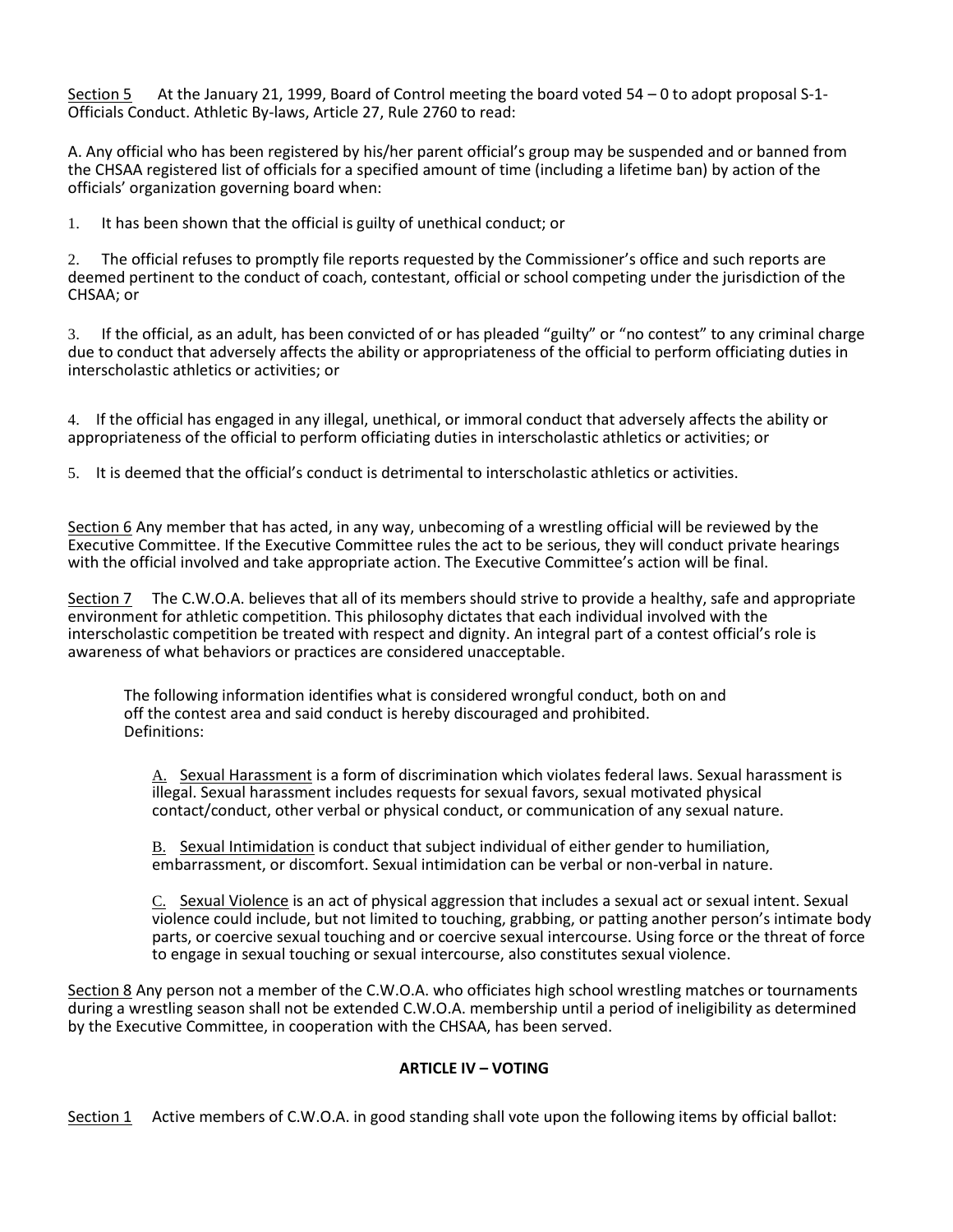<u>Section 5</u> At the January 21, 1999, Board of Control meeting the board voted 54 – 0 to adopt proposal S-1-Officials Conduct. Athletic By-laws, Article 27, Rule 2760 to read:

A. Any official who has been registered by his/her parent official's group may be suspended and or banned from the CHSAA registered list of officials for a specified amount of time (including a lifetime ban) by action of the officials' organization governing board when:

1. It has been shown that the official is guilty of unethical conduct; or

2. The official refuses to promptly file reports requested by the Commissioner's office and such reports are deemed pertinent to the conduct of coach, contestant, official or school competing under the jurisdiction of the CHSAA; or

3. If the official, as an adult, has been convicted of or has pleaded "guilty" or "no contest" to any criminal charge due to conduct that adversely affects the ability or appropriateness of the official to perform officiating duties in interscholastic athletics or activities; or

4. If the official has engaged in any illegal, unethical, or immoral conduct that adversely affects the ability or appropriateness of the official to perform officiating duties in interscholastic athletics or activities; or

5. It is deemed that the official's conduct is detrimental to interscholastic athletics or activities.

<u>Section 6</u> Any member that has acted, in any way, unbecoming of a wrestling official will be reviewed by the Executive Committee. If the Executive Committee rules the act to be serious, they will conduct private hearings with the official involved and take appropriate action. The Executive Committee's action will be final.

<u>Section 7</u> The C.W.O.A. believes that all of its members should strive to provide a healthy, safe and appropriate environment for athletic competition. This philosophy dictates that each individual involved with the interscholastic competition be treated with respect and dignity. An integral part of a contest official's role is awareness of what behaviors or practices are considered unacceptable.

The following information identifies what is considered wrongful conduct, both on and off the contest area and said conduct is hereby discouraged and prohibited. Definitions:

A. <u>Sexual Harassment</u> is a form of discrimination which violates federal laws. Sexual harassment is illegal. Sexual harassment includes requests for sexual favors, sexual motivated physical contact/conduct, other verbal or physical conduct, or communication of any sexual nature.

B. <u>Sexual Intimidation</u> is conduct that subject individual of either gender to humiliation, embarrassment, or discomfort. Sexual intimidation can be verbal or non-verbal in nature.

C. <u>Sexual Violence</u> is an act of physical aggression that includes a sexual act or sexual intent. Sexual violence could include, but not limited to touching, grabbing, or patting another person's intimate body parts, or coercive sexual touching and or coercive sexual intercourse. Using force or the threat of force to engage in sexual touching or sexual intercourse, also constitutes sexual violence.

<u>Section 8</u> Any person not a member of the C.W.O.A. who officiates high school wrestling matches or tournaments during a wrestling season shall not be extended C.W.O.A. membership until a period of ineligibility as determined by the Executive Committee, in cooperation with the CHSAA, has been served.

## ARTICLE IV – VOTING

<u>Section 1</u> Active members of C.W.O.A. in good standing shall vote upon the following items by official ballot: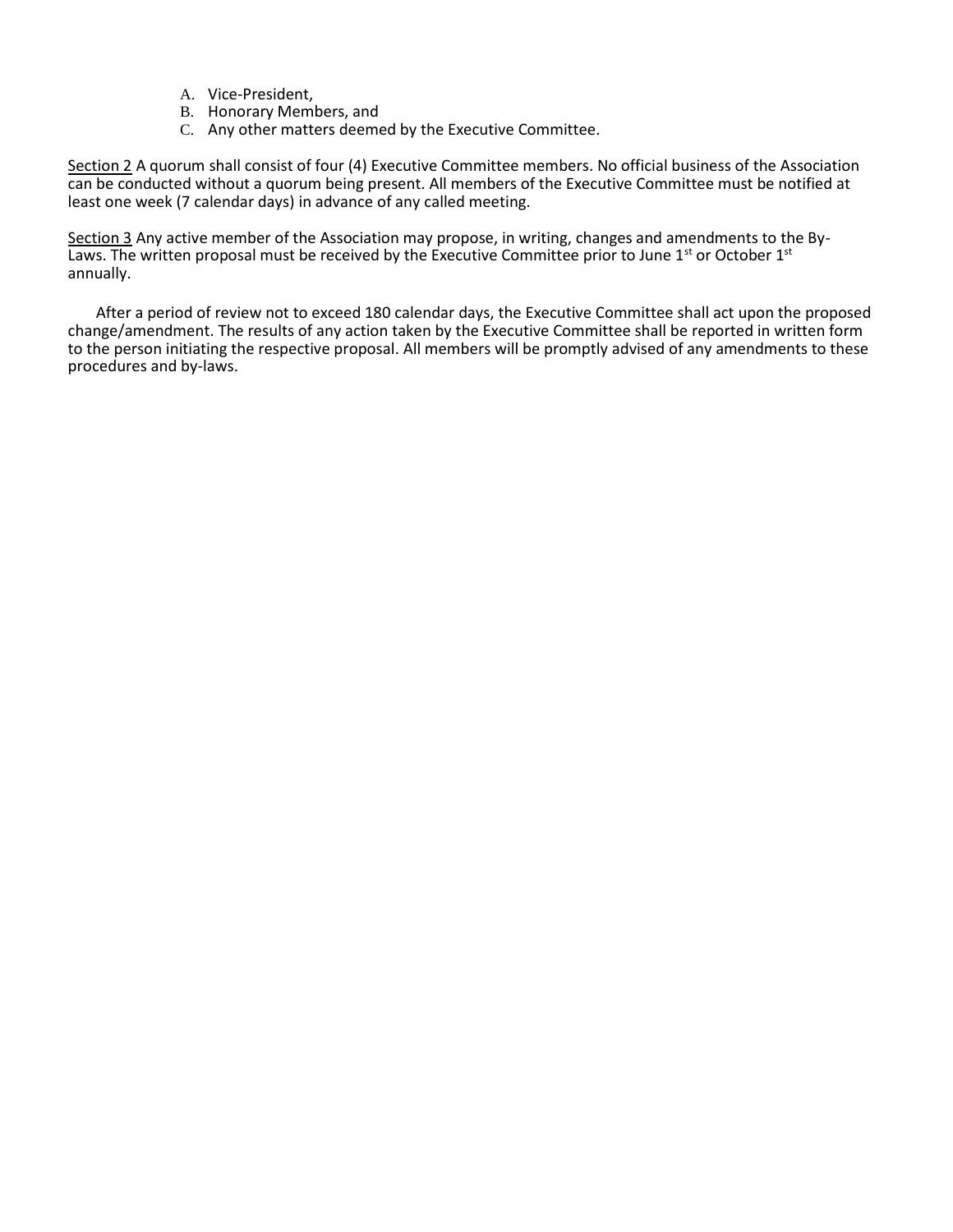A. Vice-President,
B. Honorary Members, and
C. Any other matters deemed by the Executive Committee.

<u>Section 2</u> A quorum shall consist of four (4) Executive Committee members. No official business of the Association can be conducted without a quorum being present. All members of the Executive Committee must be notified at least one week (7 calendar days) in advance of any called meeting.

<u>Section 3</u> Any active member of the Association may propose, in writing, changes and amendments to the By-Laws. The written proposal must be received by the Executive Committee prior to June 1st or October 1st annually.

After a period of review not to exceed 180 calendar days, the Executive Committee shall act upon the proposed change/amendment. The results of any action taken by the Executive Committee shall be reported in written form to the person initiating the respective proposal. All members will be promptly advised of any amendments to these procedures and by-laws.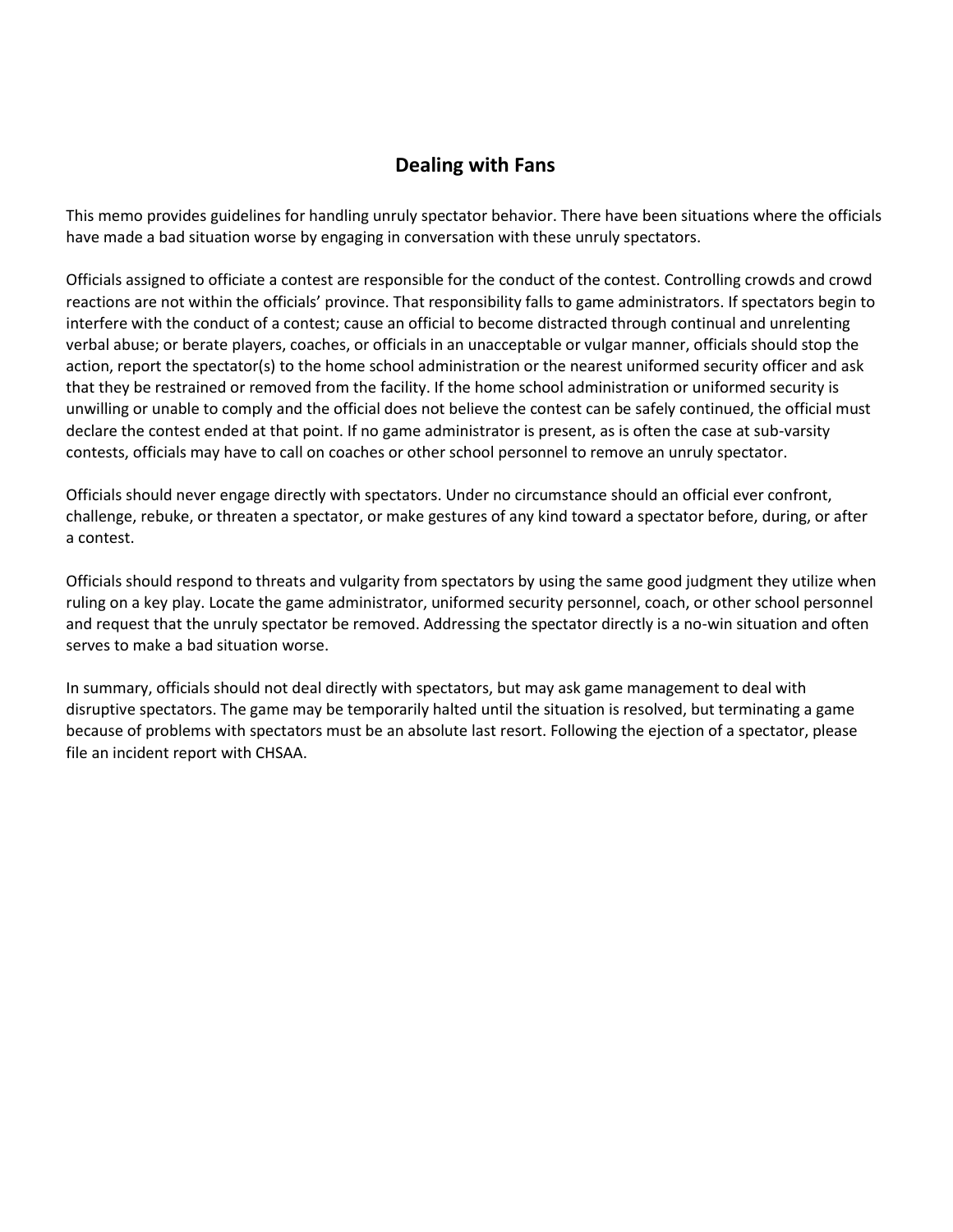## Dealing with Fans

This memo provides guidelines for handling unruly spectator behavior. There have been situations where the officials have made a bad situation worse by engaging in conversation with these unruly spectators.

Officials assigned to officiate a contest are responsible for the conduct of the contest. Controlling crowds and crowd reactions are not within the officials' province. That responsibility falls to game administrators. If spectators begin to interfere with the conduct of a contest; cause an official to become distracted through continual and unrelenting verbal abuse; or berate players, coaches, or officials in an unacceptable or vulgar manner, officials should stop the action, report the spectator(s) to the home school administration or the nearest uniformed security officer and ask that they be restrained or removed from the facility. If the home school administration or uniformed security is unwilling or unable to comply and the official does not believe the contest can be safely continued, the official must declare the contest ended at that point. If no game administrator is present, as is often the case at sub-varsity contests, officials may have to call on coaches or other school personnel to remove an unruly spectator.

Officials should never engage directly with spectators. Under no circumstance should an official ever confront, challenge, rebuke, or threaten a spectator, or make gestures of any kind toward a spectator before, during, or after a contest.

Officials should respond to threats and vulgarity from spectators by using the same good judgment they utilize when ruling on a key play. Locate the game administrator, uniformed security personnel, coach, or other school personnel and request that the unruly spectator be removed. Addressing the spectator directly is a no-win situation and often serves to make a bad situation worse.

In summary, officials should not deal directly with spectators, but may ask game management to deal with disruptive spectators. The game may be temporarily halted until the situation is resolved, but terminating a game because of problems with spectators must be an absolute last resort. Following the ejection of a spectator, please file an incident report with CHSAA.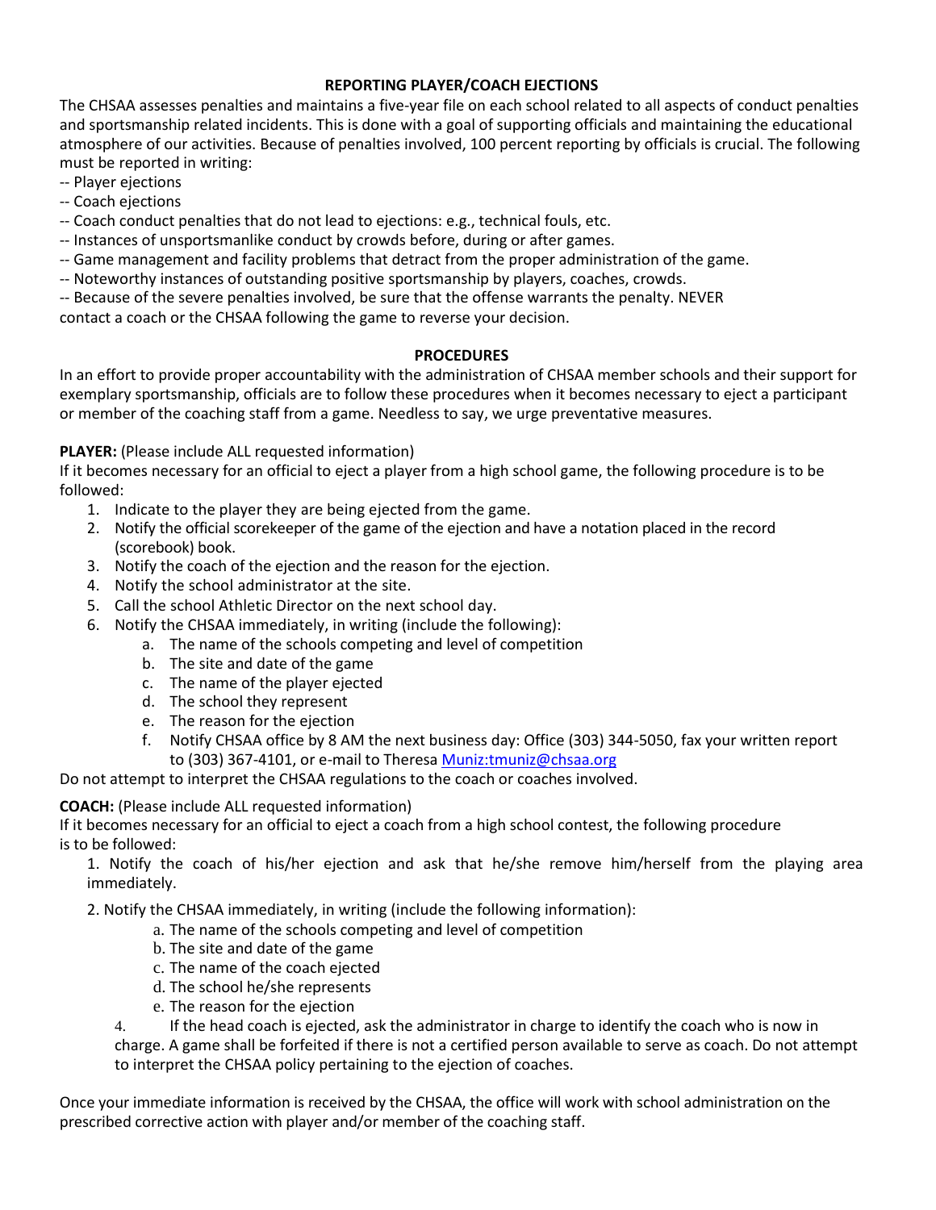## REPORTING PLAYER/COACH EJECTIONS

The CHSAA assesses penalties and maintains a five-year file on each school related to all aspects of conduct penalties and sportsmanship related incidents. This is done with a goal of supporting officials and maintaining the educational atmosphere of our activities. Because of penalties involved, 100 percent reporting by officials is crucial. The following must be reported in writing:

-- Player ejections
-- Coach ejections
-- Coach conduct penalties that do not lead to ejections: e.g., technical fouls, etc.
-- Instances of unsportsmanlike conduct by crowds before, during or after games.
-- Game management and facility problems that detract from the proper administration of the game.
-- Noteworthy instances of outstanding positive sportsmanship by players, coaches, crowds.
-- Because of the severe penalties involved, be sure that the offense warrants the penalty. NEVER contact a coach or the CHSAA following the game to reverse your decision.

## PROCEDURES

In an effort to provide proper accountability with the administration of CHSAA member schools and their support for exemplary sportsmanship, officials are to follow these procedures when it becomes necessary to eject a participant or member of the coaching staff from a game. Needless to say, we urge preventative measures.

**PLAYER:** (Please include ALL requested information)
If it becomes necessary for an official to eject a player from a high school game, the following procedure is to be followed:

1. Indicate to the player they are being ejected from the game.
2. Notify the official scorekeeper of the game of the ejection and have a notation placed in the record (scorebook) book.
3. Notify the coach of the ejection and the reason for the ejection.
4. Notify the school administrator at the site.
5. Call the school Athletic Director on the next school day.
6. Notify the CHSAA immediately, in writing (include the following):
    a. The name of the schools competing and level of competition
    b. The site and date of the game
    c. The name of the player ejected
    d. The school they represent
    e. The reason for the ejection
    f. Notify CHSAA office by 8 AM the next business day: Office (303) 344-5050, fax your written report to (303) 367-4101, or e-mail to Theresa Muniz:tmuniz@chsaa.org

Do not attempt to interpret the CHSAA regulations to the coach or coaches involved.

**COACH:** (Please include ALL requested information)
If it becomes necessary for an official to eject a coach from a high school contest, the following procedure is to be followed:

1. Notify the coach of his/her ejection and ask that he/she remove him/herself from the playing area immediately.
2. Notify the CHSAA immediately, in writing (include the following information):
    a. The name of the schools competing and level of competition
    b. The site and date of the game
    c. The name of the coach ejected
    d. The school he/she represents
    e. The reason for the ejection

4. If the head coach is ejected, ask the administrator in charge to identify the coach who is now in charge. A game shall be forfeited if there is not a certified person available to serve as coach. Do not attempt to interpret the CHSAA policy pertaining to the ejection of coaches.

Once your immediate information is received by the CHSAA, the office will work with school administration on the prescribed corrective action with player and/or member of the coaching staff.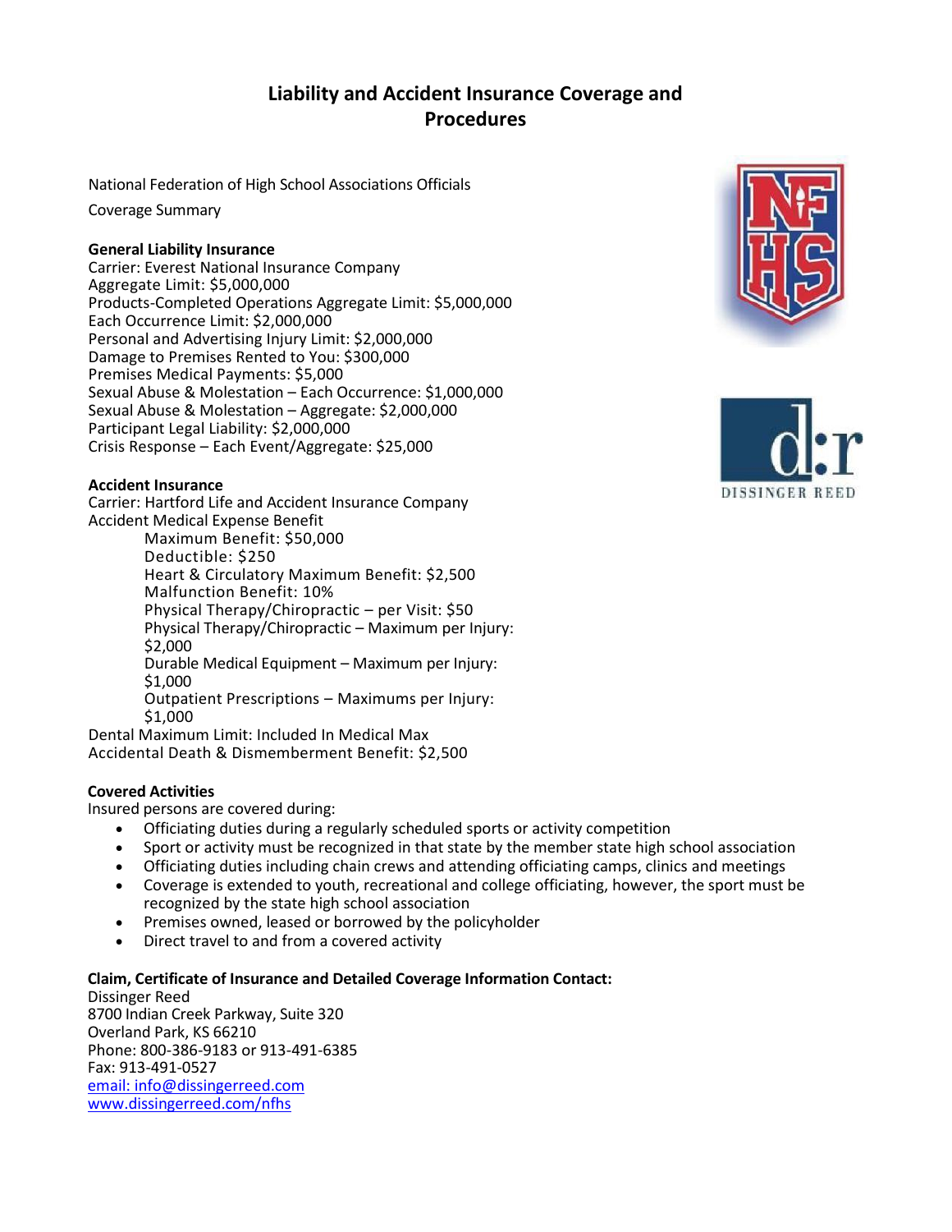# Liability and Accident Insurance Coverage and Procedures

National Federation of High School Associations Officials

Coverage Summary

**General Liability Insurance**
Carrier: Everest National Insurance Company
Aggregate Limit: $5,000,000
Products-Completed Operations Aggregate Limit: $5,000,000
Each Occurrence Limit: $2,000,000
Personal and Advertising Injury Limit: $2,000,000
Damage to Premises Rented to You: $300,000
Premises Medical Payments: $5,000
Sexual Abuse & Molestation – Each Occurrence: $1,000,000
Sexual Abuse & Molestation – Aggregate: $2,000,000
Participant Legal Liability: $2,000,000
Crisis Response – Each Event/Aggregate: $25,000

**Accident Insurance**
Carrier: Hartford Life and Accident Insurance Company
Accident Medical Expense Benefit

- Maximum Benefit: $50,000
- Deductible: $250
- Heart & Circulatory Maximum Benefit: $2,500
- Malfunction Benefit: 10%
- Physical Therapy/Chiropractic – per Visit: $50
- Physical Therapy/Chiropractic – Maximum per Injury: $2,000
- Durable Medical Equipment – Maximum per Injury: $1,000
- Outpatient Prescriptions – Maximums per Injury: $1,000

Dental Maximum Limit: Included In Medical Max
Accidental Death & Dismemberment Benefit: $2,500

**Covered Activities**
Insured persons are covered during:

- Officiating duties during a regularly scheduled sports or activity competition
- Sport or activity must be recognized in that state by the member state high school association
- Officiating duties including chain crews and attending officiating camps, clinics and meetings
- Coverage is extended to youth, recreational and college officiating, however, the sport must be recognized by the state high school association
- Premises owned, leased or borrowed by the policyholder
- Direct travel to and from a covered activity

**Claim, Certificate of Insurance and Detailed Coverage Information Contact:**
Dissinger Reed
8700 Indian Creek Parkway, Suite 320
Overland Park, KS 66210
Phone: 800-386-9183 or 913-491-6385
Fax: 913-491-0527
email: info@dissingerreed.com
www.dissingerreed.com/nfhs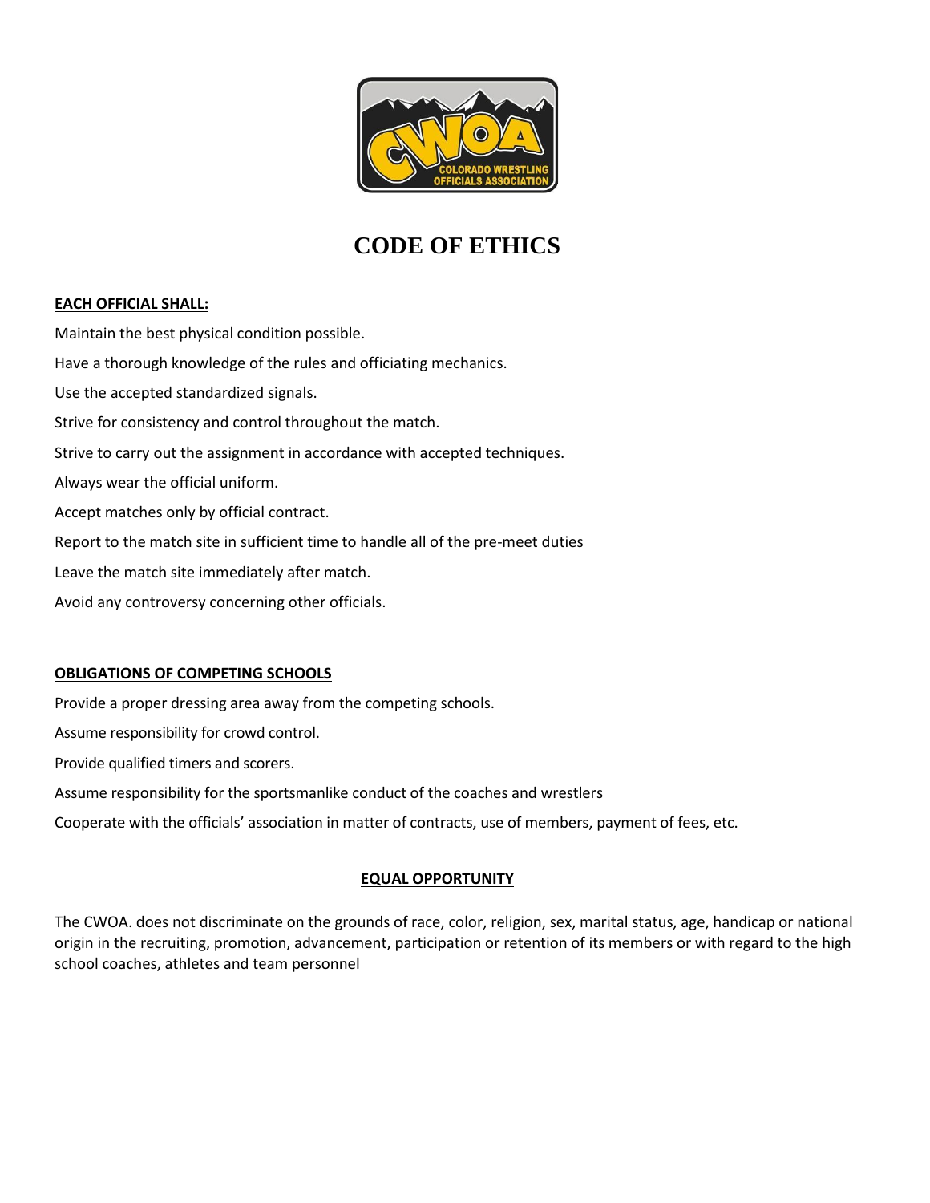# CODE OF ETHICS

**EACH OFFICIAL SHALL:**

Maintain the best physical condition possible.

Have a thorough knowledge of the rules and officiating mechanics.

Use the accepted standardized signals.

Strive for consistency and control throughout the match.

Strive to carry out the assignment in accordance with accepted techniques.

Always wear the official uniform.

Accept matches only by official contract.

Report to the match site in sufficient time to handle all of the pre-meet duties

Leave the match site immediately after match.

Avoid any controversy concerning other officials.

**OBLIGATIONS OF COMPETING SCHOOLS**

Provide a proper dressing area away from the competing schools.

Assume responsibility for crowd control.

Provide qualified timers and scorers.

Assume responsibility for the sportsmanlike conduct of the coaches and wrestlers

Cooperate with the officials' association in matter of contracts, use of members, payment of fees, etc.

**EQUAL OPPORTUNITY**

The CWOA. does not discriminate on the grounds of race, color, religion, sex, marital status, age, handicap or national origin in the recruiting, promotion, advancement, participation or retention of its members or with regard to the high school coaches, athletes and team personnel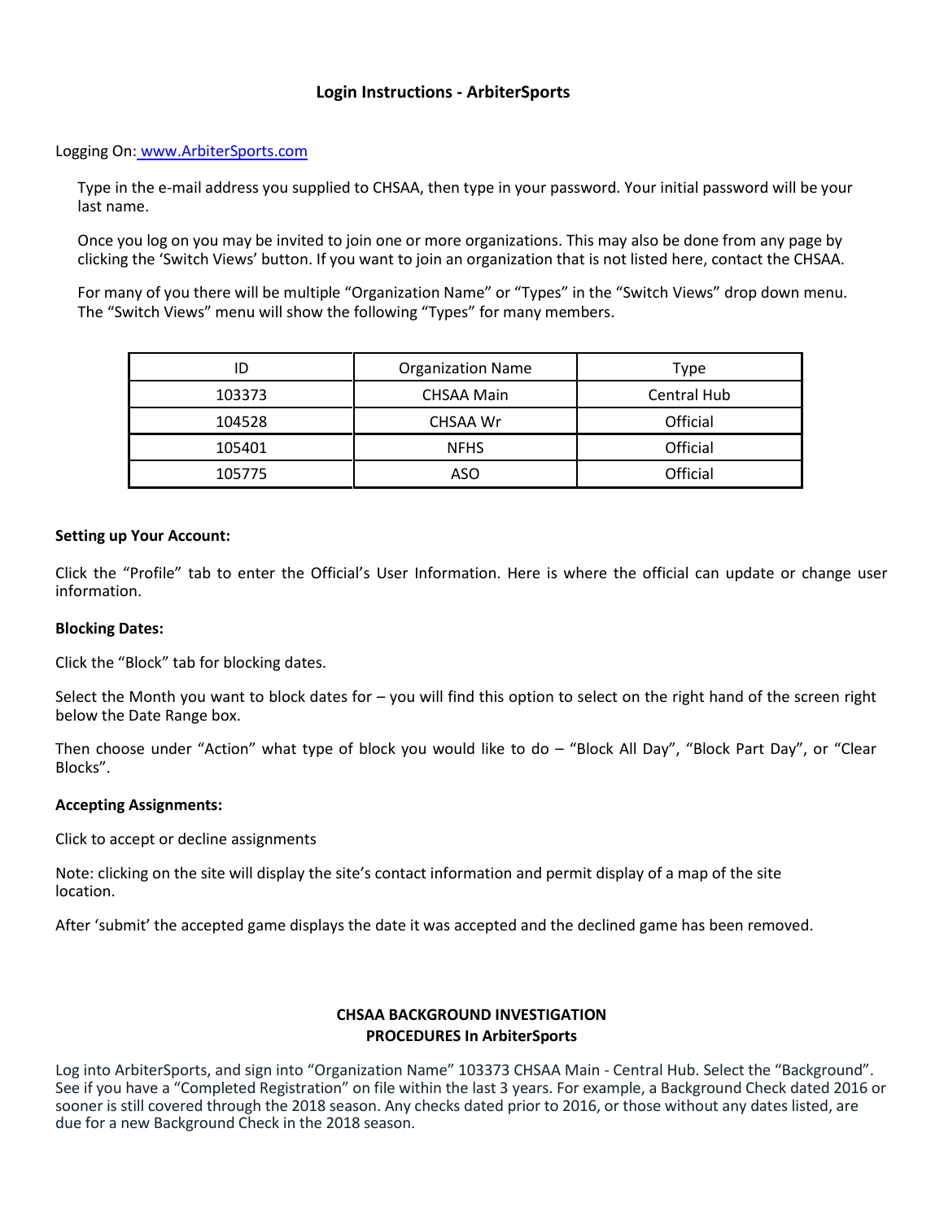## Login Instructions - ArbiterSports

Logging On: [www.ArbiterSports.com](http://www.ArbiterSports.com)

Type in the e-mail address you supplied to CHSAA, then type in your password. Your initial password will be your last name.

Once you log on you may be invited to join one or more organizations. This may also be done from any page by clicking the 'Switch Views' button. If you want to join an organization that is not listed here, contact the CHSAA.

For many of you there will be multiple "Organization Name" or "Types" in the "Switch Views" drop down menu. The "Switch Views" menu will show the following "Types" for many members.

| ID | Organization Name | Type |
|---|---|---|
| 103373 | CHSAA Main | Central Hub |
| 104528 | CHSAA Wr | Official |
| 105401 | NFHS | Official |
| 105775 | ASO | Official |

**Setting up Your Account:**

Click the "Profile" tab to enter the Official's User Information. Here is where the official can update or change user information.

**Blocking Dates:**

Click the "Block" tab for blocking dates.

Select the Month you want to block dates for – you will find this option to select on the right hand of the screen right below the Date Range box.

Then choose under "Action" what type of block you would like to do – "Block All Day", "Block Part Day", or "Clear Blocks".

**Accepting Assignments:**

Click to accept or decline assignments

Note: clicking on the site will display the site's contact information and permit display of a map of the site location.

After 'submit' the accepted game displays the date it was accepted and the declined game has been removed.

## CHSAA BACKGROUND INVESTIGATION PROCEDURES In ArbiterSports

Log into ArbiterSports, and sign into "Organization Name" 103373 CHSAA Main - Central Hub. Select the "Background". See if you have a "Completed Registration" on file within the last 3 years. For example, a Background Check dated 2016 or sooner is still covered through the 2018 season. Any checks dated prior to 2016, or those without any dates listed, are due for a new Background Check in the 2018 season.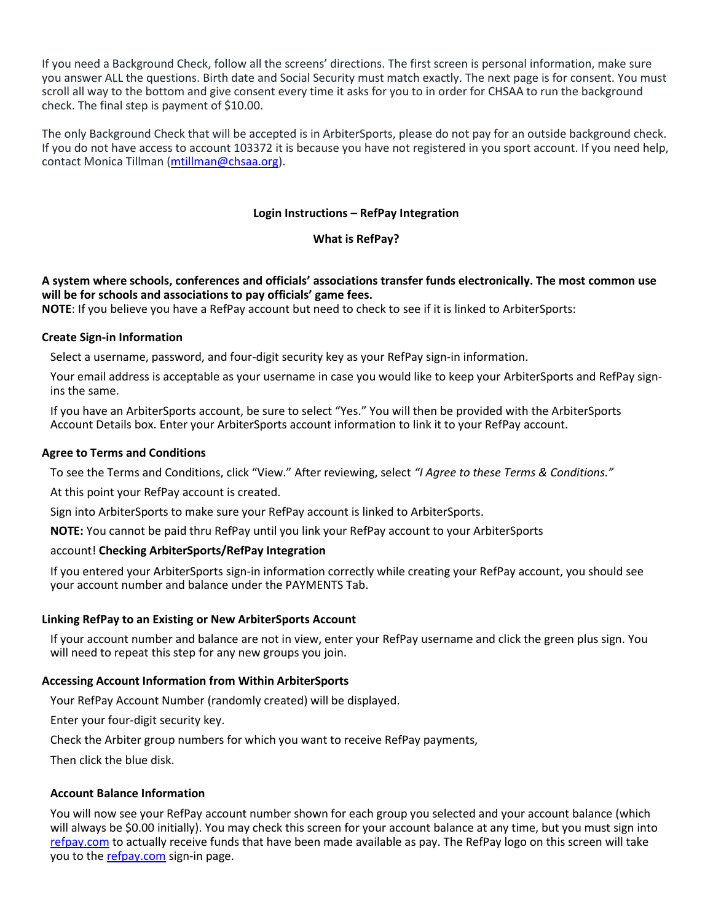If you need a Background Check, follow all the screens' directions. The first screen is personal information, make sure you answer ALL the questions. Birth date and Social Security must match exactly. The next page is for consent. You must scroll all way to the bottom and give consent every time it asks for you to in order for CHSAA to run the background check. The final step is payment of $10.00.

The only Background Check that will be accepted is in ArbiterSports, please do not pay for an outside background check. If you do not have access to account 103372 it is because you have not registered in you sport account. If you need help, contact Monica Tillman (mtillman@chsaa.org).

**Login Instructions – RefPay Integration**

**What is RefPay?**

**A system where schools, conferences and officials' associations transfer funds electronically. The most common use will be for schools and associations to pay officials' game fees.**
**NOTE**: If you believe you have a RefPay account but need to check to see if it is linked to ArbiterSports:

**Create Sign-in Information**

Select a username, password, and four-digit security key as your RefPay sign-in information.

Your email address is acceptable as your username in case you would like to keep your ArbiterSports and RefPay sign-ins the same.

If you have an ArbiterSports account, be sure to select "Yes." You will then be provided with the ArbiterSports Account Details box. Enter your ArbiterSports account information to link it to your RefPay account.

**Agree to Terms and Conditions**

To see the Terms and Conditions, click "View." After reviewing, select *"I Agree to these Terms & Conditions."*

At this point your RefPay account is created.

Sign into ArbiterSports to make sure your RefPay account is linked to ArbiterSports.

**NOTE:** You cannot be paid thru RefPay until you link your RefPay account to your ArbiterSports account!

**Checking ArbiterSports/RefPay Integration**

If you entered your ArbiterSports sign-in information correctly while creating your RefPay account, you should see your account number and balance under the PAYMENTS Tab.

**Linking RefPay to an Existing or New ArbiterSports Account**

If your account number and balance are not in view, enter your RefPay username and click the green plus sign. You will need to repeat this step for any new groups you join.

**Accessing Account Information from Within ArbiterSports**

Your RefPay Account Number (randomly created) will be displayed.

Enter your four-digit security key.

Check the Arbiter group numbers for which you want to receive RefPay payments,

Then click the blue disk.

**Account Balance Information**

You will now see your RefPay account number shown for each group you selected and your account balance (which will always be $0.00 initially). You may check this screen for your account balance at any time, but you must sign into refpay.com to actually receive funds that have been made available as pay. The RefPay logo on this screen will take you to the refpay.com sign-in page.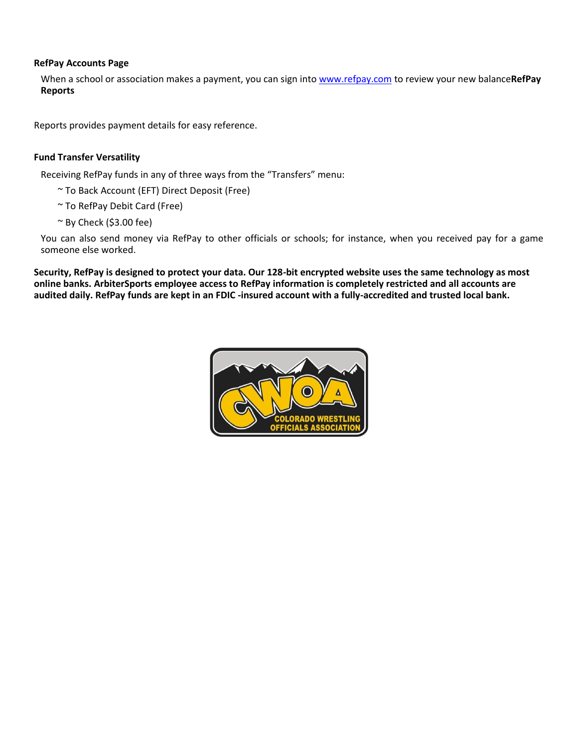**RefPay Accounts Page**

When a school or association makes a payment, you can sign into www.refpay.com to review your new balance**RefPay Reports**

Reports provides payment details for easy reference.

**Fund Transfer Versatility**

Receiving RefPay funds in any of three ways from the "Transfers" menu:

~ To Back Account (EFT) Direct Deposit (Free)

~ To RefPay Debit Card (Free)

~ By Check ($3.00 fee)

You can also send money via RefPay to other officials or schools; for instance, when you received pay for a game someone else worked.

**Security, RefPay is designed to protect your data. Our 128-bit encrypted website uses the same technology as most online banks. ArbiterSports employee access to RefPay information is completely restricted and all accounts are audited daily. RefPay funds are kept in an FDIC -insured account with a fully-accredited and trusted local bank.**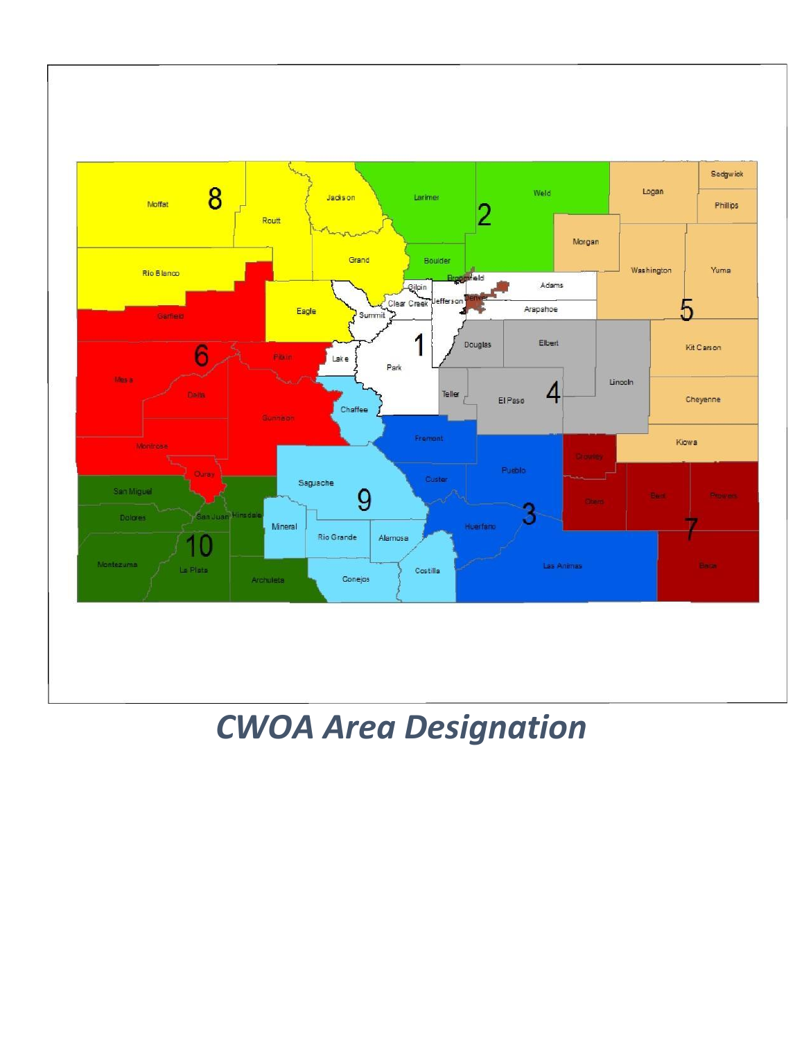*CWOA Area Designation*